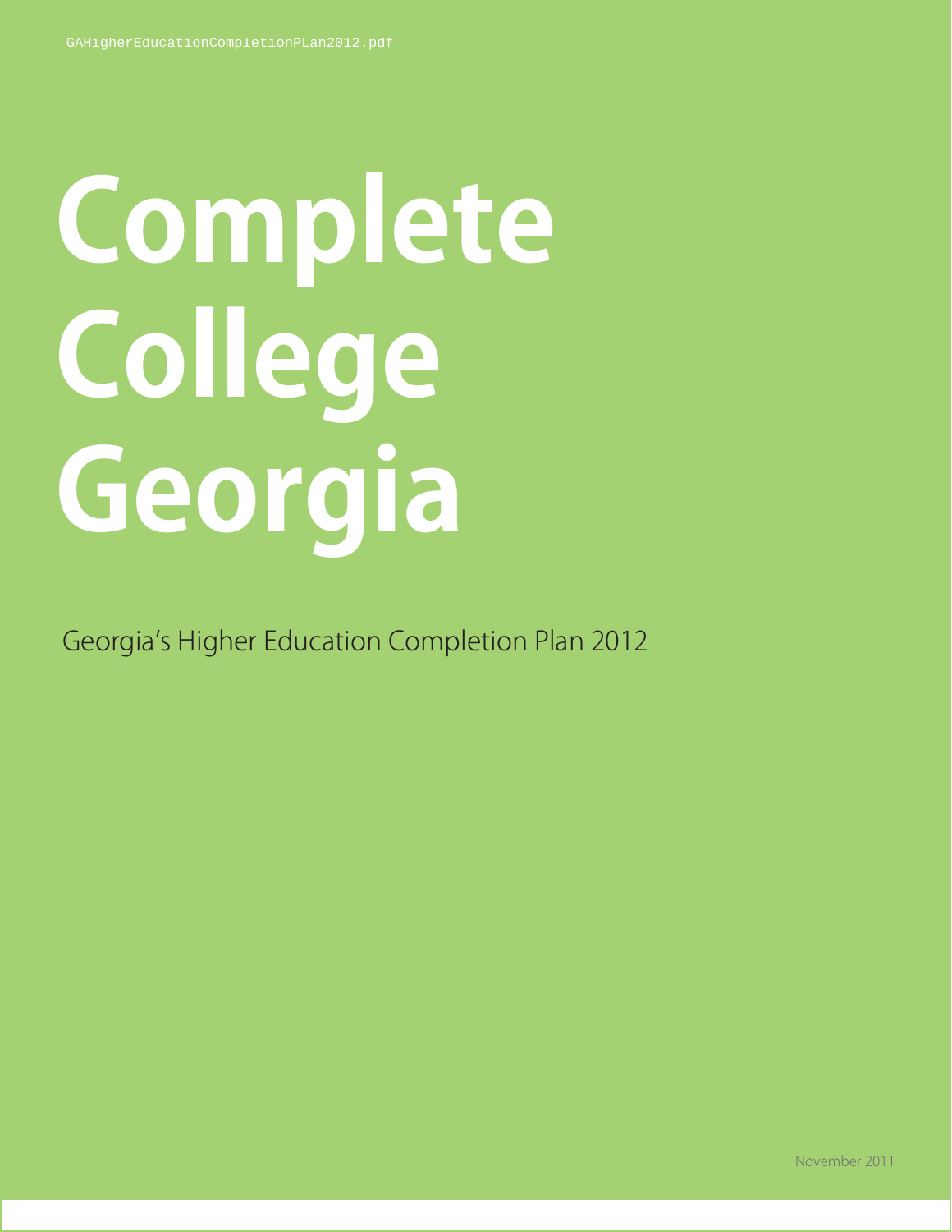# Complete College Georgia

Georgia's Higher Education Completion Plan 2012

November 2011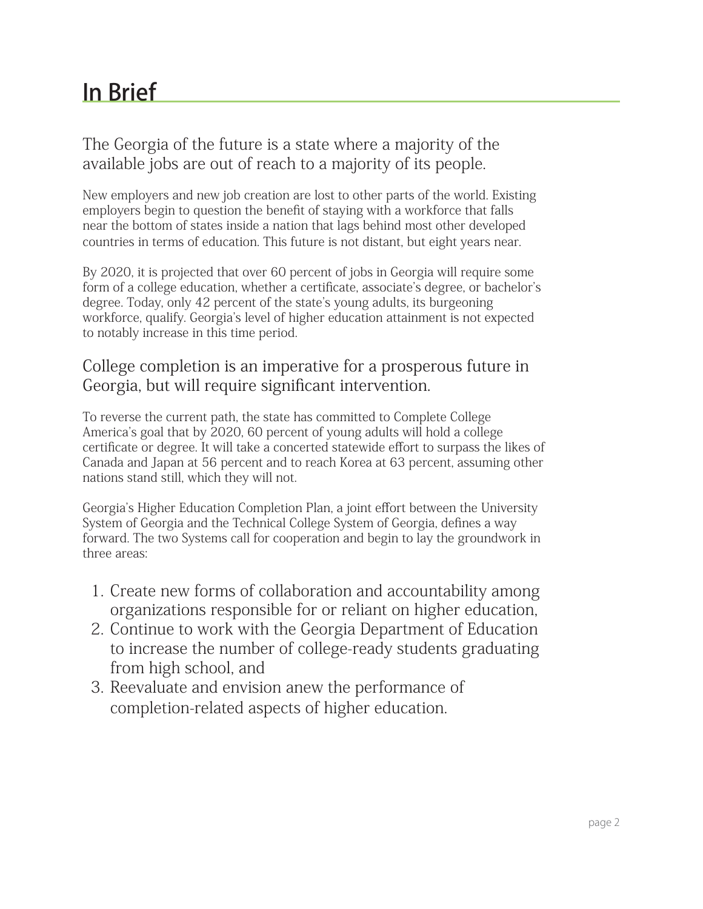# In Brief

## The Georgia of the future is a state where a majority of the available jobs are out of reach to a majority of its people.

New employers and new job creation are lost to other parts of the world. Existing employers begin to question the benefit of staying with a workforce that falls near the bottom of states inside a nation that lags behind most other developed countries in terms of education. This future is not distant, but eight years near.

By 2020, it is projected that over 60 percent of jobs in Georgia will require some form of a college education, whether a certificate, associate's degree, or bachelor's degree. Today, only 42 percent of the state's young adults, its burgeoning workforce, qualify. Georgia's level of higher education attainment is not expected to notably increase in this time period.

## College completion is an imperative for a prosperous future in Georgia, but will require significant intervention.

To reverse the current path, the state has committed to Complete College America's goal that by 2020, 60 percent of young adults will hold a college certificate or degree. It will take a concerted statewide effort to surpass the likes of Canada and Japan at 56 percent and to reach Korea at 63 percent, assuming other nations stand still, which they will not.

Georgia's Higher Education Completion Plan, a joint effort between the University System of Georgia and the Technical College System of Georgia, defines a way forward. The two Systems call for cooperation and begin to lay the groundwork in three areas:

1. Create new forms of collaboration and accountability among organizations responsible for or reliant on higher education,
2. Continue to work with the Georgia Department of Education to increase the number of college-ready students graduating from high school, and
3. Reevaluate and envision anew the performance of completion-related aspects of higher education.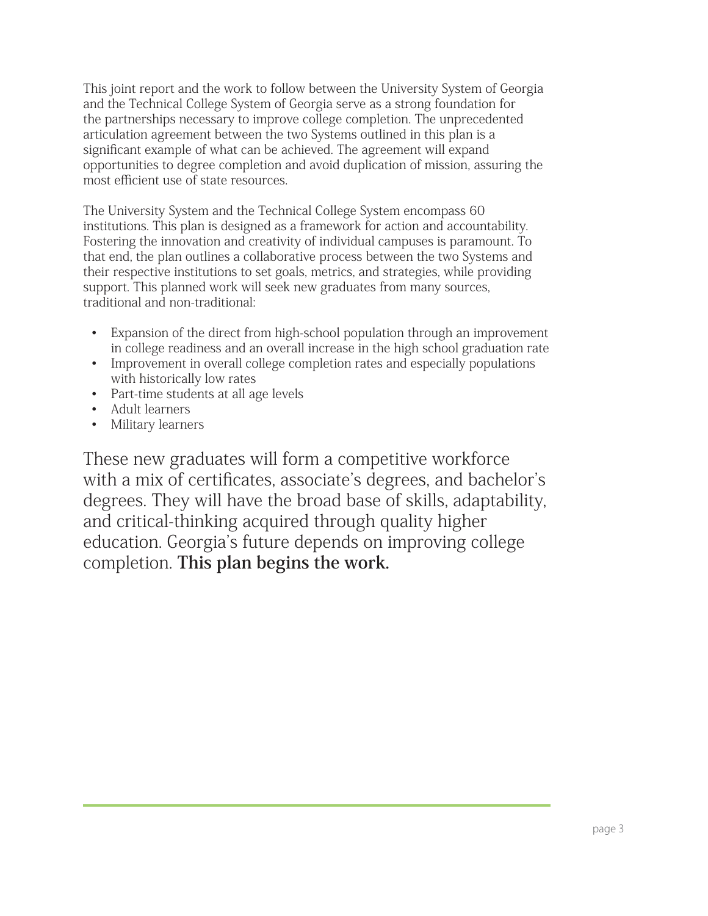This joint report and the work to follow between the University System of Georgia and the Technical College System of Georgia serve as a strong foundation for the partnerships necessary to improve college completion. The unprecedented articulation agreement between the two Systems outlined in this plan is a significant example of what can be achieved. The agreement will expand opportunities to degree completion and avoid duplication of mission, assuring the most efficient use of state resources.

The University System and the Technical College System encompass 60 institutions. This plan is designed as a framework for action and accountability. Fostering the innovation and creativity of individual campuses is paramount. To that end, the plan outlines a collaborative process between the two Systems and their respective institutions to set goals, metrics, and strategies, while providing support. This planned work will seek new graduates from many sources, traditional and non-traditional:

- Expansion of the direct from high-school population through an improvement in college readiness and an overall increase in the high school graduation rate
- Improvement in overall college completion rates and especially populations with historically low rates
- Part-time students at all age levels
- Adult learners
- Military learners

These new graduates will form a competitive workforce with a mix of certificates, associate's degrees, and bachelor's degrees. They will have the broad base of skills, adaptability, and critical-thinking acquired through quality higher education. Georgia's future depends on improving college completion. **This plan begins the work.**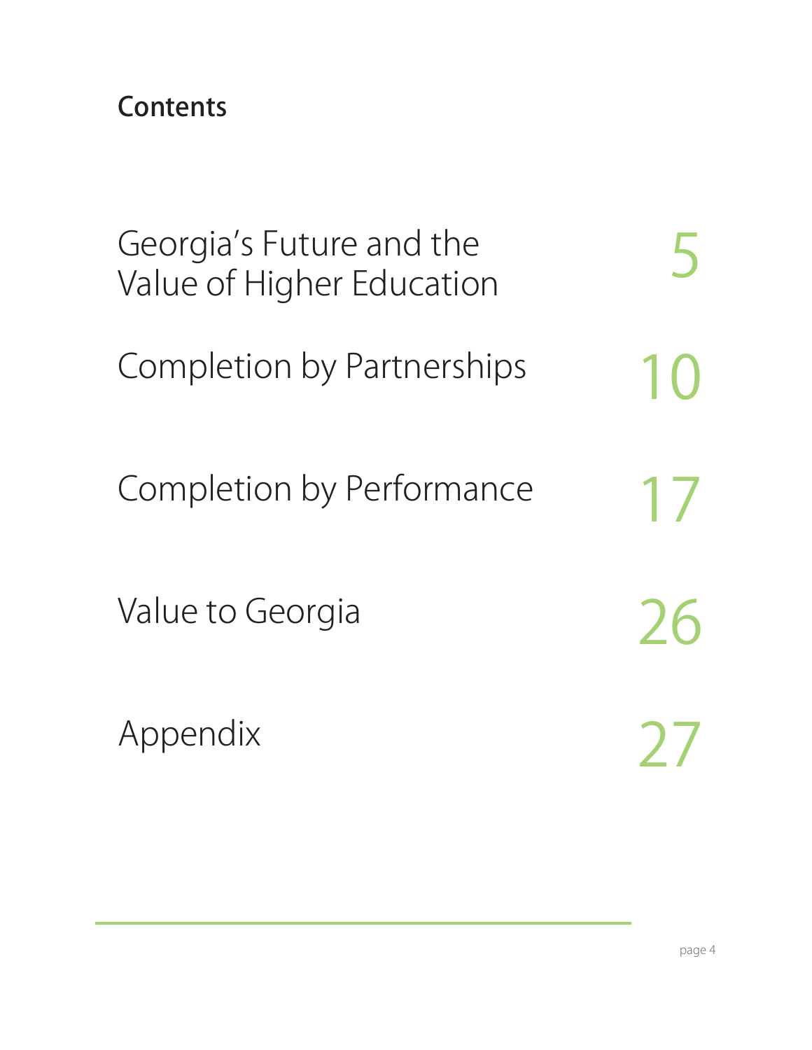## Contents

| | |
|---|---|
| Georgia's Future and the Value of Higher Education | 5 |
| Completion by Partnerships | 10 |
| Completion by Performance | 17 |
| Value to Georgia | 26 |
| Appendix | 27 |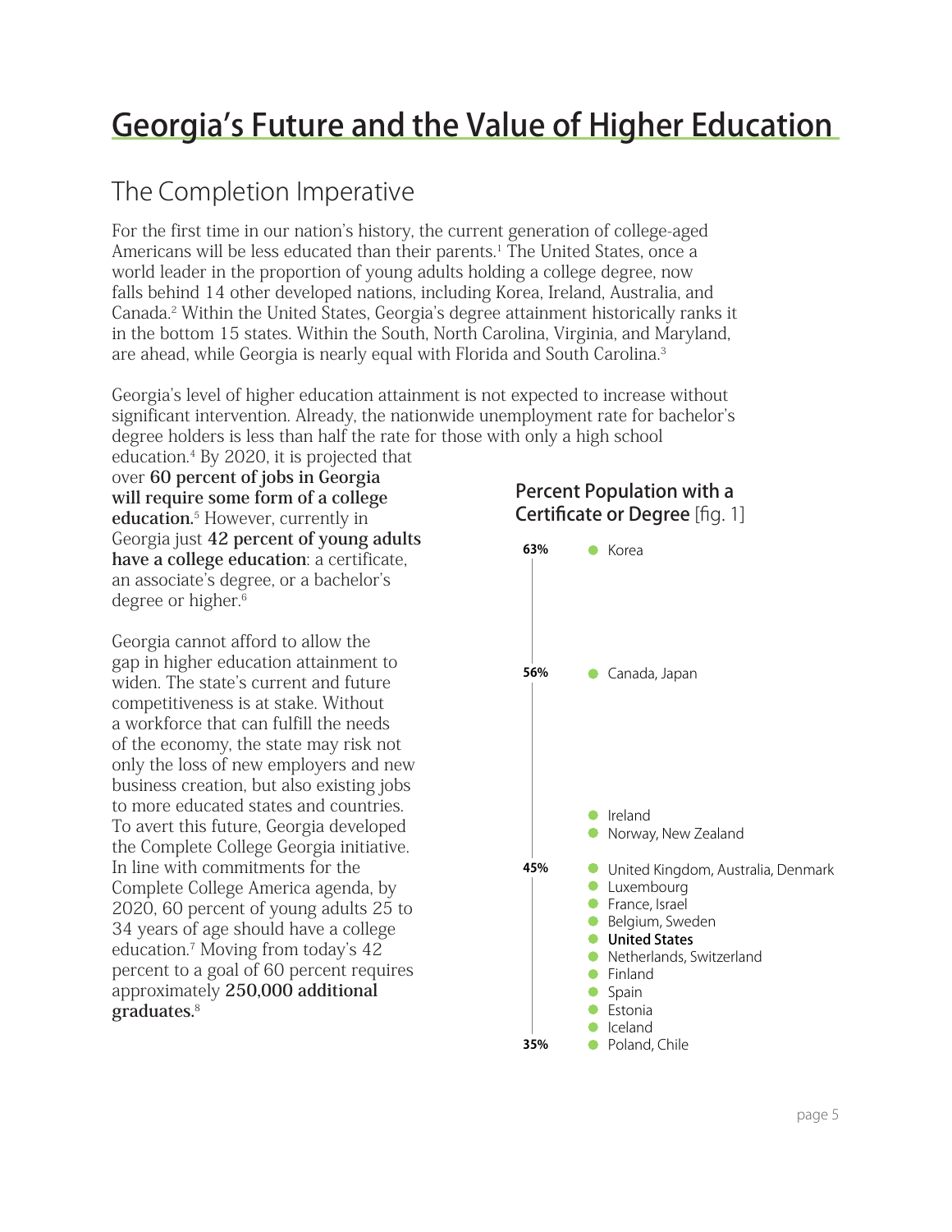# Georgia's Future and the Value of Higher Education

## The Completion Imperative

For the first time in our nation's history, the current generation of college-aged Americans will be less educated than their parents.[1] The United States, once a world leader in the proportion of young adults holding a college degree, now falls behind 14 other developed nations, including Korea, Ireland, Australia, and Canada.[2] Within the United States, Georgia's degree attainment historically ranks it in the bottom 15 states. Within the South, North Carolina, Virginia, and Maryland, are ahead, while Georgia is nearly equal with Florida and South Carolina.[3]

Georgia's level of higher education attainment is not expected to increase without significant intervention. Already, the nationwide unemployment rate for bachelor's degree holders is less than half the rate for those with only a high school education.[4] By 2020, it is projected that over **60 percent of jobs in Georgia will require some form of a college education.**[5] However, currently in Georgia just **42 percent of young adults have a college education**: a certificate, an associate's degree, or a bachelor's degree or higher.[6]

Georgia cannot afford to allow the gap in higher education attainment to widen. The state's current and future competitiveness is at stake. Without a workforce that can fulfill the needs of the economy, the state may risk not only the loss of new employers and new business creation, but also existing jobs to more educated states and countries. To avert this future, Georgia developed the Complete College Georgia initiative. In line with commitments for the Complete College America agenda, by 2020, 60 percent of young adults 25 to 34 years of age should have a college education.[7] Moving from today's 42 percent to a goal of 60 percent requires approximately **250,000 additional graduates.**[8]

**Percent Population with a Certificate or Degree** [fig. 1]

| Percent | Country |
| --- | --- |
| 63% | Korea |
| 56% | Canada, Japan |
| | Ireland |
| | Norway, New Zealand |
| 45% | United Kingdom, Australia, Denmark |
| | Luxembourg |
| | France, Israel |
| | Belgium, Sweden |
| | **United States** |
| | Netherlands, Switzerland |
| | Finland |
| | Spain |
| | Estonia |
| | Iceland |
| 35% | Poland, Chile |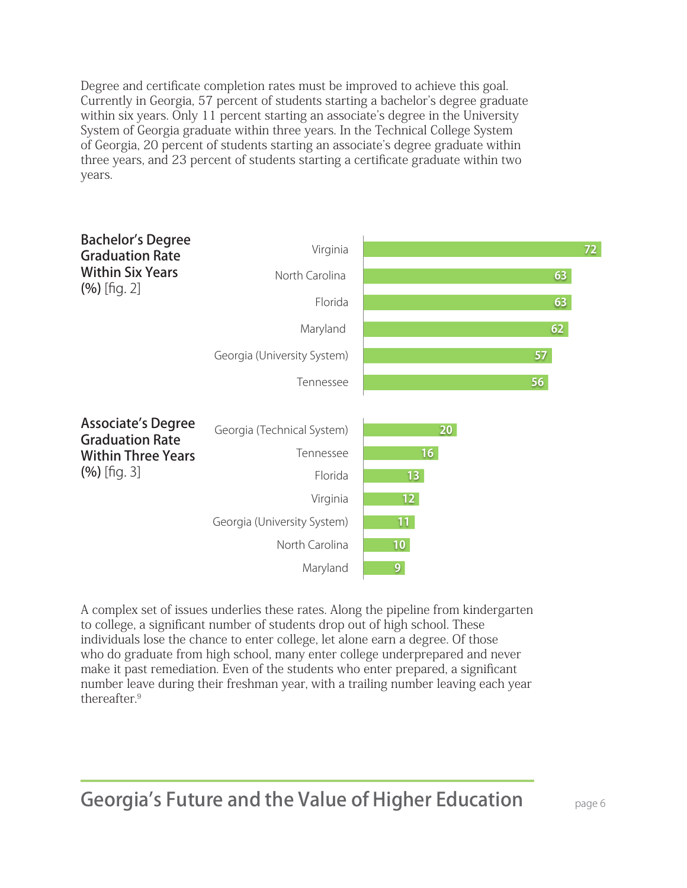Degree and certificate completion rates must be improved to achieve this goal. Currently in Georgia, 57 percent of students starting a bachelor's degree graduate within six years. Only 11 percent starting an associate's degree in the University System of Georgia graduate within three years. In the Technical College System of Georgia, 20 percent of students starting an associate's degree graduate within three years, and 23 percent of students starting a certificate graduate within two years.

**Bachelor's Degree Graduation Rate Within Six Years (%)** [fig. 2]

| State | Rate |
|---|---|
| Virginia | 72 |
| North Carolina | 63 |
| Florida | 63 |
| Maryland | 62 |
| Georgia (University System) | 57 |
| Tennessee | 56 |

**Associate's Degree Graduation Rate Within Three Years (%)** [fig. 3]

| State | Rate |
|---|---|
| Georgia (Technical System) | 20 |
| Tennessee | 16 |
| Florida | 13 |
| Virginia | 12 |
| Georgia (University System) | 11 |
| North Carolina | 10 |
| Maryland | 9 |

A complex set of issues underlies these rates. Along the pipeline from kindergarten to college, a significant number of students drop out of high school. These individuals lose the chance to enter college, let alone earn a degree. Of those who do graduate from high school, many enter college underprepared and never make it past remediation. Even of the students who enter prepared, a significant number leave during their freshman year, with a trailing number leaving each year thereafter.[9]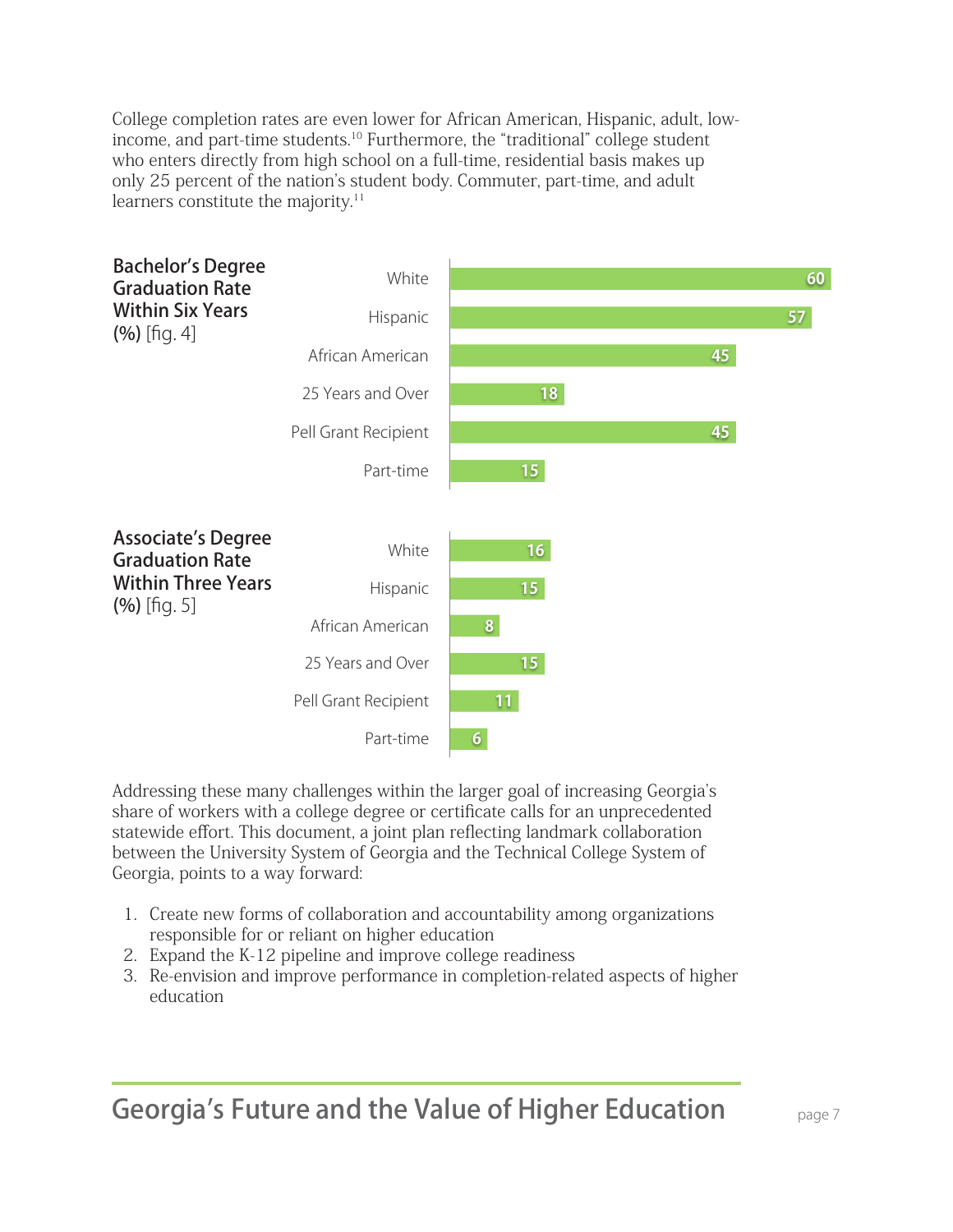College completion rates are even lower for African American, Hispanic, adult, low-income, and part-time students.[10] Furthermore, the "traditional" college student who enters directly from high school on a full-time, residential basis makes up only 25 percent of the nation's student body. Commuter, part-time, and adult learners constitute the majority.[11]

**Bachelor's Degree Graduation Rate Within Six Years (%)** [fig. 4]

| Group | % |
|---|---|
| White | 60 |
| Hispanic | 57 |
| African American | 45 |
| 25 Years and Over | 18 |
| Pell Grant Recipient | 45 |
| Part-time | 15 |

**Associate's Degree Graduation Rate Within Three Years (%)** [fig. 5]

| Group | % |
|---|---|
| White | 16 |
| Hispanic | 15 |
| African American | 8 |
| 25 Years and Over | 15 |
| Pell Grant Recipient | 11 |
| Part-time | 6 |

Addressing these many challenges within the larger goal of increasing Georgia's share of workers with a college degree or certificate calls for an unprecedented statewide effort. This document, a joint plan reflecting landmark collaboration between the University System of Georgia and the Technical College System of Georgia, points to a way forward:

1. Create new forms of collaboration and accountability among organizations responsible for or reliant on higher education
2. Expand the K-12 pipeline and improve college readiness
3. Re-envision and improve performance in completion-related aspects of higher education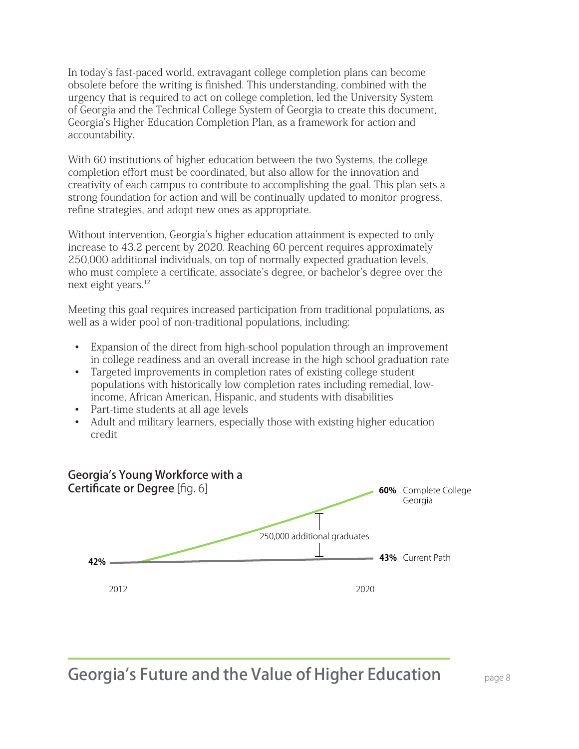In today's fast-paced world, extravagant college completion plans can become obsolete before the writing is finished. This understanding, combined with the urgency that is required to act on college completion, led the University System of Georgia and the Technical College System of Georgia to create this document, Georgia's Higher Education Completion Plan, as a framework for action and accountability.

With 60 institutions of higher education between the two Systems, the college completion effort must be coordinated, but also allow for the innovation and creativity of each campus to contribute to accomplishing the goal. This plan sets a strong foundation for action and will be continually updated to monitor progress, refine strategies, and adopt new ones as appropriate.

Without intervention, Georgia's higher education attainment is expected to only increase to 43.2 percent by 2020. Reaching 60 percent requires approximately 250,000 additional individuals, on top of normally expected graduation levels, who must complete a certificate, associate's degree, or bachelor's degree over the next eight years.[12]

Meeting this goal requires increased participation from traditional populations, as well as a wider pool of non-traditional populations, including:

- Expansion of the direct from high-school population through an improvement in college readiness and an overall increase in the high school graduation rate
- Targeted improvements in completion rates of existing college student populations with historically low completion rates including remedial, low-income, African American, Hispanic, and students with disabilities
- Part-time students at all age levels
- Adult and military learners, especially those with existing higher education credit

**Georgia's Young Workforce with a Certificate or Degree** [fig. 6]

42%

2012

2020

60% Complete College Georgia

250,000 additional graduates

43% Current Path

## Georgia's Future and the Value of Higher Education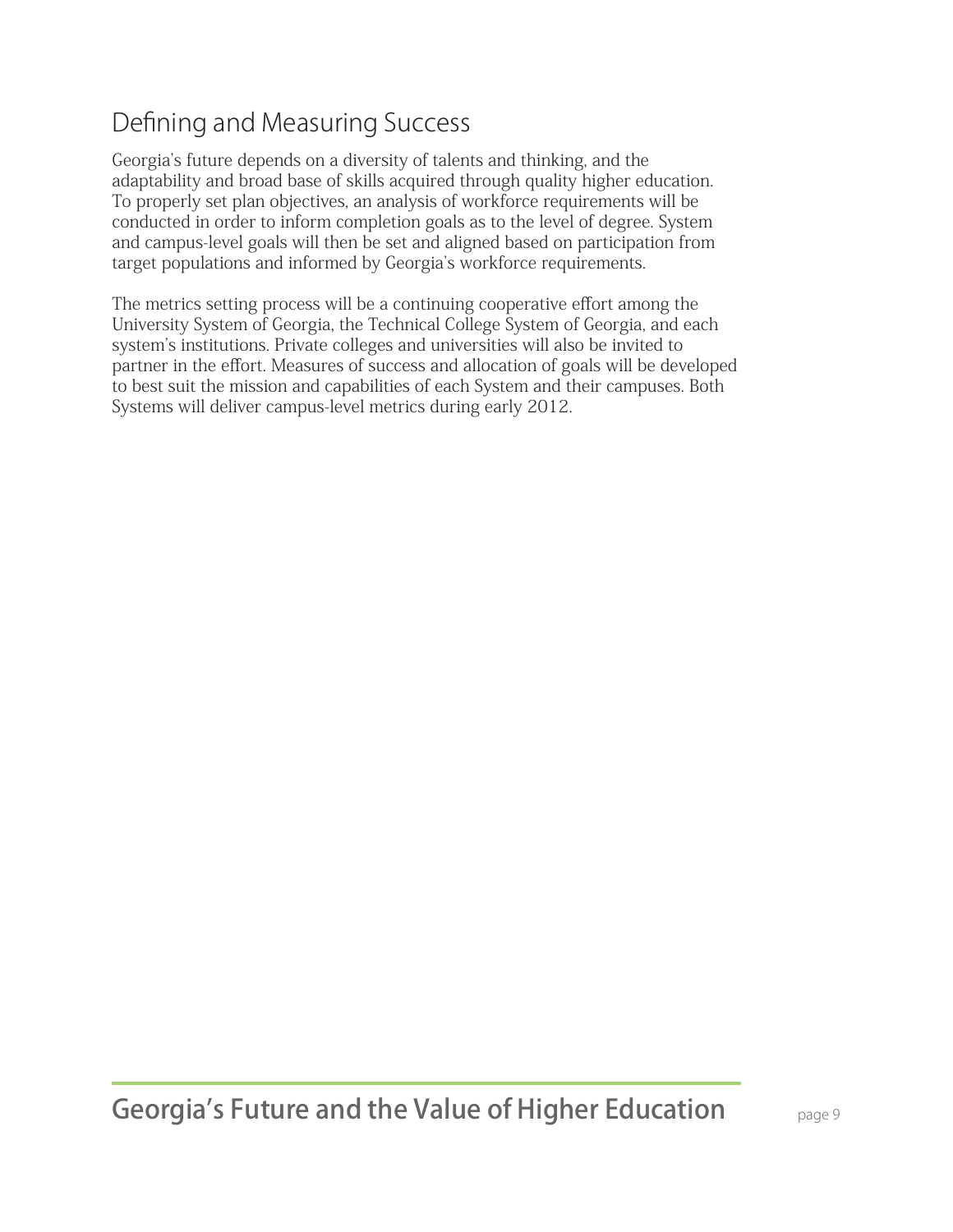## Defining and Measuring Success

Georgia's future depends on a diversity of talents and thinking, and the adaptability and broad base of skills acquired through quality higher education. To properly set plan objectives, an analysis of workforce requirements will be conducted in order to inform completion goals as to the level of degree. System and campus-level goals will then be set and aligned based on participation from target populations and informed by Georgia's workforce requirements.

The metrics setting process will be a continuing cooperative effort among the University System of Georgia, the Technical College System of Georgia, and each system's institutions. Private colleges and universities will also be invited to partner in the effort. Measures of success and allocation of goals will be developed to best suit the mission and capabilities of each System and their campuses. Both Systems will deliver campus-level metrics during early 2012.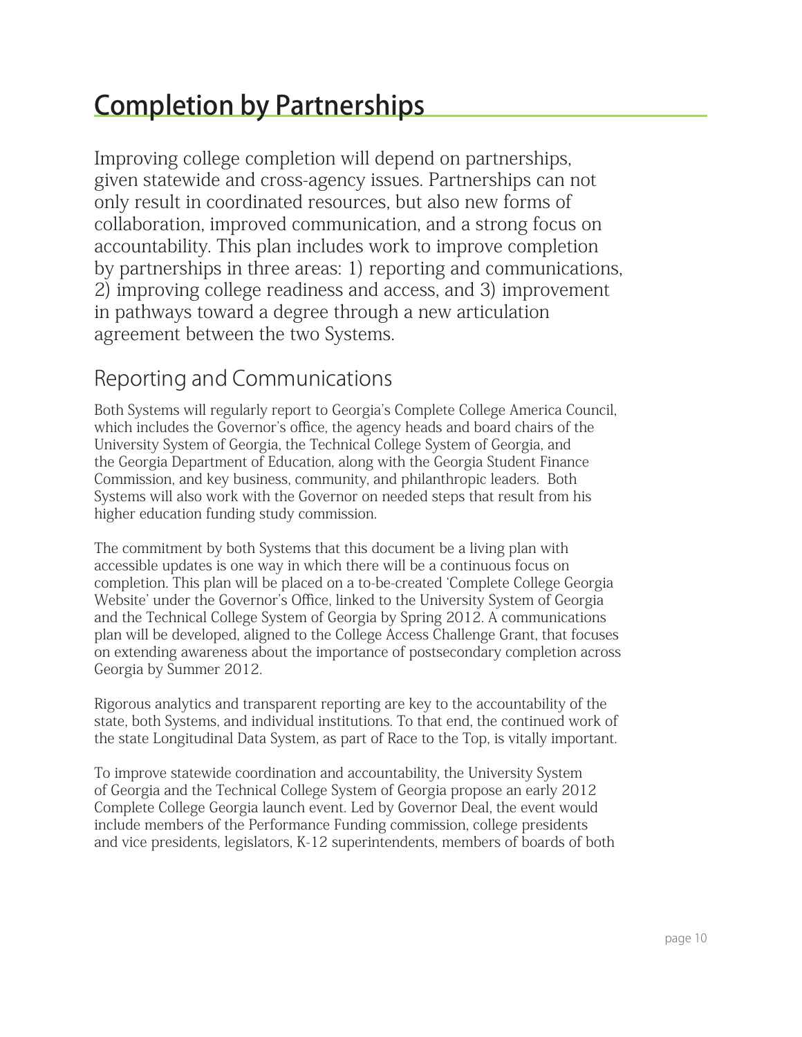# Completion by Partnerships

Improving college completion will depend on partnerships, given statewide and cross-agency issues. Partnerships can not only result in coordinated resources, but also new forms of collaboration, improved communication, and a strong focus on accountability. This plan includes work to improve completion by partnerships in three areas: 1) reporting and communications, 2) improving college readiness and access, and 3) improvement in pathways toward a degree through a new articulation agreement between the two Systems.

## Reporting and Communications

Both Systems will regularly report to Georgia's Complete College America Council, which includes the Governor's office, the agency heads and board chairs of the University System of Georgia, the Technical College System of Georgia, and the Georgia Department of Education, along with the Georgia Student Finance Commission, and key business, community, and philanthropic leaders. Both Systems will also work with the Governor on needed steps that result from his higher education funding study commission.

The commitment by both Systems that this document be a living plan with accessible updates is one way in which there will be a continuous focus on completion. This plan will be placed on a to-be-created 'Complete College Georgia Website' under the Governor's Office, linked to the University System of Georgia and the Technical College System of Georgia by Spring 2012. A communications plan will be developed, aligned to the College Access Challenge Grant, that focuses on extending awareness about the importance of postsecondary completion across Georgia by Summer 2012.

Rigorous analytics and transparent reporting are key to the accountability of the state, both Systems, and individual institutions. To that end, the continued work of the state Longitudinal Data System, as part of Race to the Top, is vitally important.

To improve statewide coordination and accountability, the University System of Georgia and the Technical College System of Georgia propose an early 2012 Complete College Georgia launch event. Led by Governor Deal, the event would include members of the Performance Funding commission, college presidents and vice presidents, legislators, K-12 superintendents, members of boards of both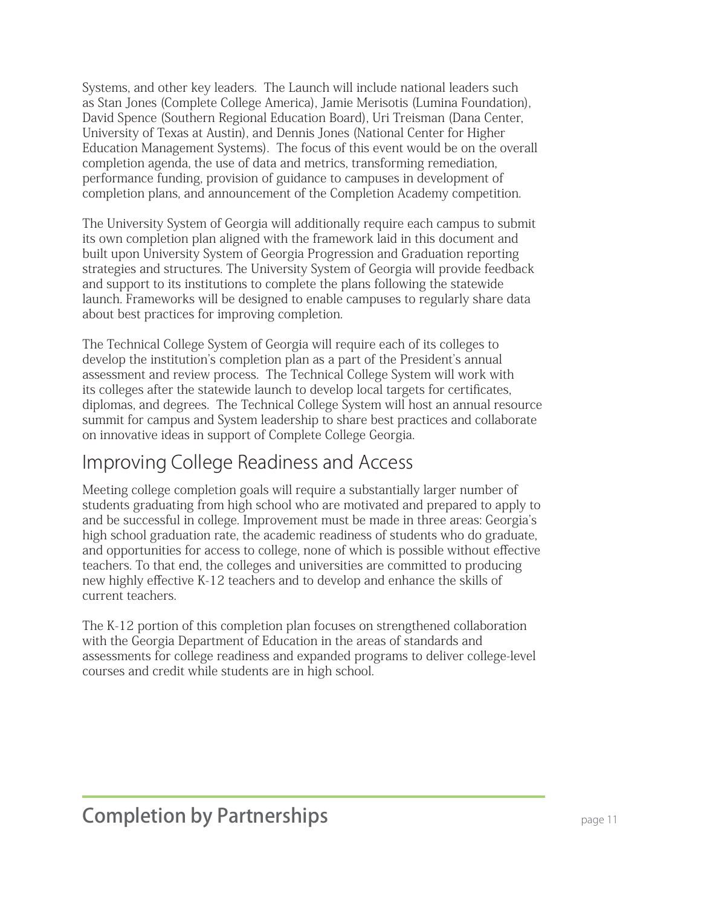Systems, and other key leaders. The Launch will include national leaders such as Stan Jones (Complete College America), Jamie Merisotis (Lumina Foundation), David Spence (Southern Regional Education Board), Uri Treisman (Dana Center, University of Texas at Austin), and Dennis Jones (National Center for Higher Education Management Systems). The focus of this event would be on the overall completion agenda, the use of data and metrics, transforming remediation, performance funding, provision of guidance to campuses in development of completion plans, and announcement of the Completion Academy competition.

The University System of Georgia will additionally require each campus to submit its own completion plan aligned with the framework laid in this document and built upon University System of Georgia Progression and Graduation reporting strategies and structures. The University System of Georgia will provide feedback and support to its institutions to complete the plans following the statewide launch. Frameworks will be designed to enable campuses to regularly share data about best practices for improving completion.

The Technical College System of Georgia will require each of its colleges to develop the institution's completion plan as a part of the President's annual assessment and review process. The Technical College System will work with its colleges after the statewide launch to develop local targets for certificates, diplomas, and degrees. The Technical College System will host an annual resource summit for campus and System leadership to share best practices and collaborate on innovative ideas in support of Complete College Georgia.

## Improving College Readiness and Access

Meeting college completion goals will require a substantially larger number of students graduating from high school who are motivated and prepared to apply to and be successful in college. Improvement must be made in three areas: Georgia's high school graduation rate, the academic readiness of students who do graduate, and opportunities for access to college, none of which is possible without effective teachers. To that end, the colleges and universities are committed to producing new highly effective K-12 teachers and to develop and enhance the skills of current teachers.

The K-12 portion of this completion plan focuses on strengthened collaboration with the Georgia Department of Education in the areas of standards and assessments for college readiness and expanded programs to deliver college-level courses and credit while students are in high school.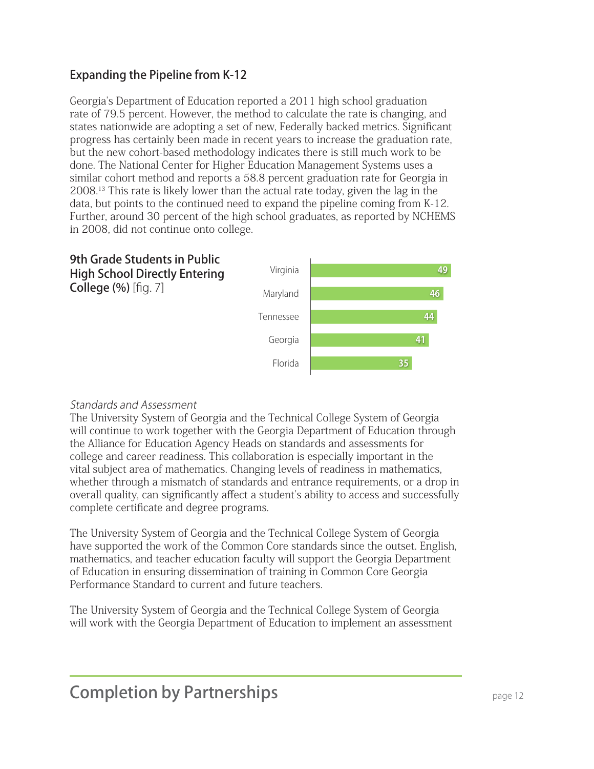## Expanding the Pipeline from K-12

Georgia's Department of Education reported a 2011 high school graduation rate of 79.5 percent. However, the method to calculate the rate is changing, and states nationwide are adopting a set of new, Federally backed metrics. Significant progress has certainly been made in recent years to increase the graduation rate, but the new cohort-based methodology indicates there is still much work to be done. The National Center for Higher Education Management Systems uses a similar cohort method and reports a 58.8 percent graduation rate for Georgia in 2008.[13] This rate is likely lower than the actual rate today, given the lag in the data, but points to the continued need to expand the pipeline coming from K-12. Further, around 30 percent of the high school graduates, as reported by NCHEMS in 2008, did not continue onto college.

**9th Grade Students in Public High School Directly Entering College (%)** [fig. 7]

| State | % |
| --- | --- |
| Virginia | 49 |
| Maryland | 46 |
| Tennessee | 44 |
| Georgia | 41 |
| Florida | 35 |

*Standards and Assessment*

The University System of Georgia and the Technical College System of Georgia will continue to work together with the Georgia Department of Education through the Alliance for Education Agency Heads on standards and assessments for college and career readiness. This collaboration is especially important in the vital subject area of mathematics. Changing levels of readiness in mathematics, whether through a mismatch of standards and entrance requirements, or a drop in overall quality, can significantly affect a student's ability to access and successfully complete certificate and degree programs.

The University System of Georgia and the Technical College System of Georgia have supported the work of the Common Core standards since the outset. English, mathematics, and teacher education faculty will support the Georgia Department of Education in ensuring dissemination of training in Common Core Georgia Performance Standard to current and future teachers.

The University System of Georgia and the Technical College System of Georgia will work with the Georgia Department of Education to implement an assessment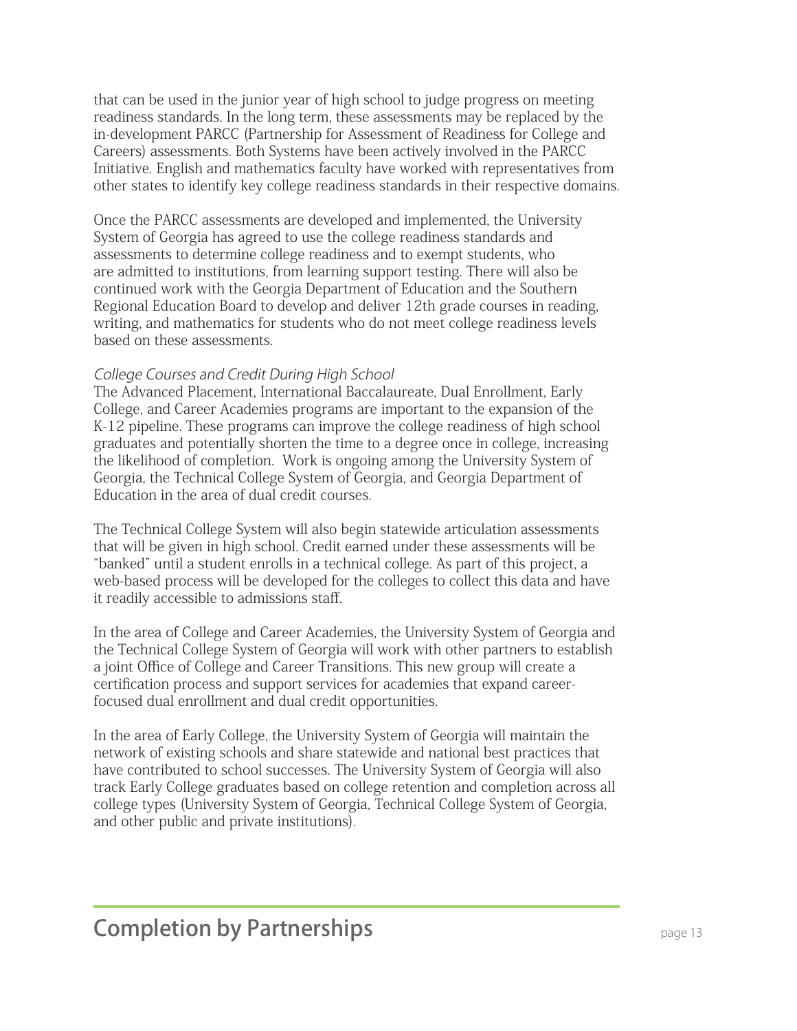that can be used in the junior year of high school to judge progress on meeting readiness standards. In the long term, these assessments may be replaced by the in-development PARCC (Partnership for Assessment of Readiness for College and Careers) assessments. Both Systems have been actively involved in the PARCC Initiative. English and mathematics faculty have worked with representatives from other states to identify key college readiness standards in their respective domains.

Once the PARCC assessments are developed and implemented, the University System of Georgia has agreed to use the college readiness standards and assessments to determine college readiness and to exempt students, who are admitted to institutions, from learning support testing. There will also be continued work with the Georgia Department of Education and the Southern Regional Education Board to develop and deliver 12th grade courses in reading, writing, and mathematics for students who do not meet college readiness levels based on these assessments.

*College Courses and Credit During High School*

The Advanced Placement, International Baccalaureate, Dual Enrollment, Early College, and Career Academies programs are important to the expansion of the K-12 pipeline. These programs can improve the college readiness of high school graduates and potentially shorten the time to a degree once in college, increasing the likelihood of completion. Work is ongoing among the University System of Georgia, the Technical College System of Georgia, and Georgia Department of Education in the area of dual credit courses.

The Technical College System will also begin statewide articulation assessments that will be given in high school. Credit earned under these assessments will be "banked" until a student enrolls in a technical college. As part of this project, a web-based process will be developed for the colleges to collect this data and have it readily accessible to admissions staff.

In the area of College and Career Academies, the University System of Georgia and the Technical College System of Georgia will work with other partners to establish a joint Office of College and Career Transitions. This new group will create a certification process and support services for academies that expand career-focused dual enrollment and dual credit opportunities.

In the area of Early College, the University System of Georgia will maintain the network of existing schools and share statewide and national best practices that have contributed to school successes. The University System of Georgia will also track Early College graduates based on college retention and completion across all college types (University System of Georgia, Technical College System of Georgia, and other public and private institutions).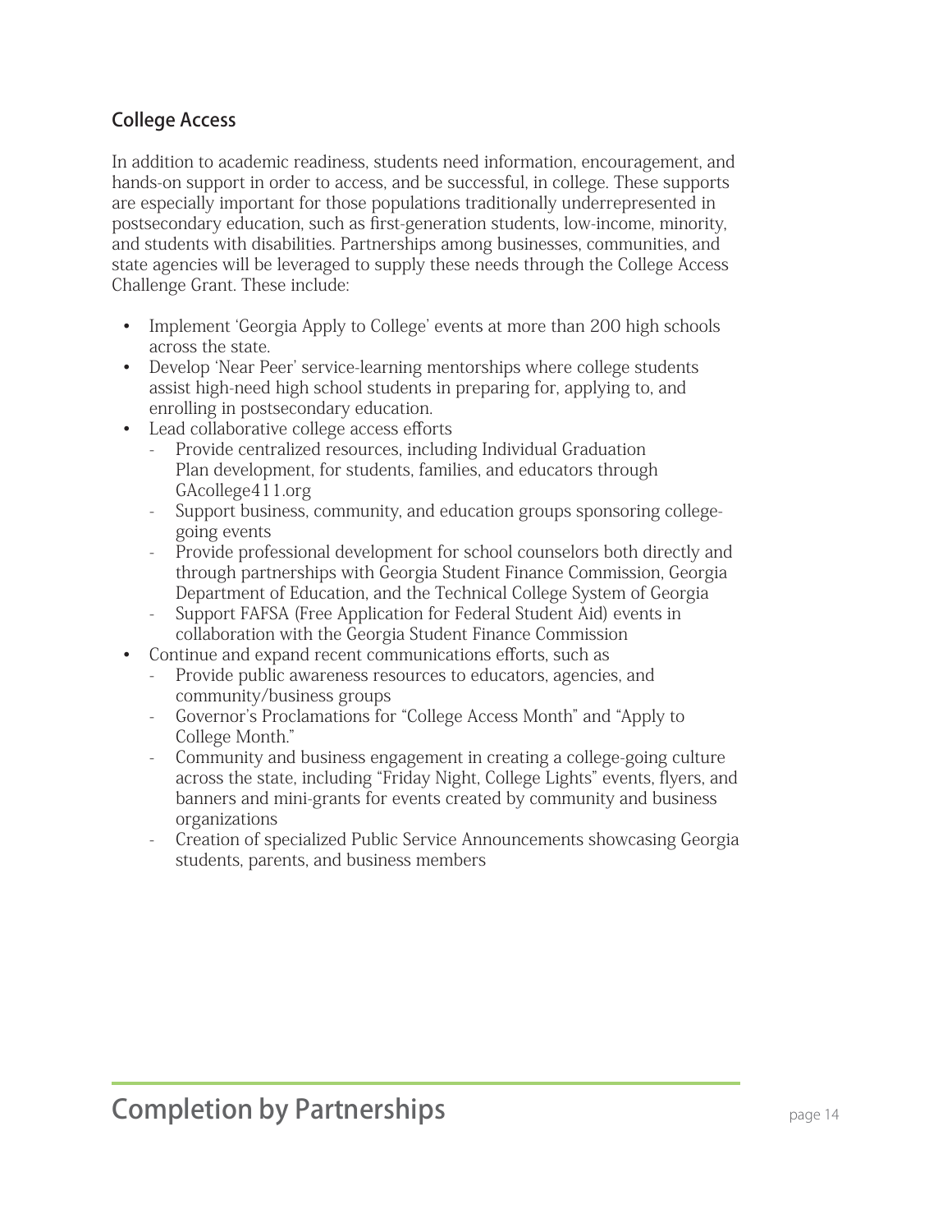## College Access

In addition to academic readiness, students need information, encouragement, and hands-on support in order to access, and be successful, in college. These supports are especially important for those populations traditionally underrepresented in postsecondary education, such as first-generation students, low-income, minority, and students with disabilities. Partnerships among businesses, communities, and state agencies will be leveraged to supply these needs through the College Access Challenge Grant. These include:

- Implement 'Georgia Apply to College' events at more than 200 high schools across the state.
- Develop 'Near Peer' service-learning mentorships where college students assist high-need high school students in preparing for, applying to, and enrolling in postsecondary education.
- Lead collaborative college access efforts
  - Provide centralized resources, including Individual Graduation Plan development, for students, families, and educators through GAcollege411.org
  - Support business, community, and education groups sponsoring college-going events
  - Provide professional development for school counselors both directly and through partnerships with Georgia Student Finance Commission, Georgia Department of Education, and the Technical College System of Georgia
  - Support FAFSA (Free Application for Federal Student Aid) events in collaboration with the Georgia Student Finance Commission
- Continue and expand recent communications efforts, such as
  - Provide public awareness resources to educators, agencies, and community/business groups
  - Governor's Proclamations for "College Access Month" and "Apply to College Month."
  - Community and business engagement in creating a college-going culture across the state, including "Friday Night, College Lights" events, flyers, and banners and mini-grants for events created by community and business organizations
  - Creation of specialized Public Service Announcements showcasing Georgia students, parents, and business members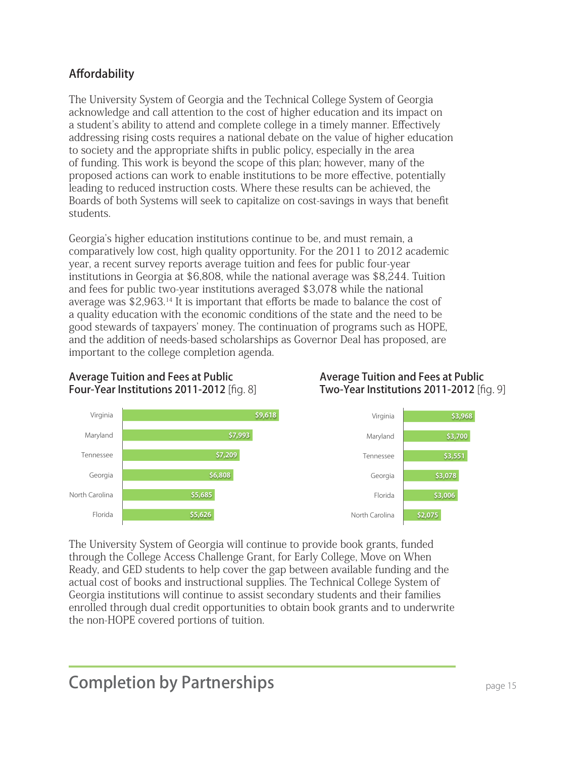## Affordability

The University System of Georgia and the Technical College System of Georgia acknowledge and call attention to the cost of higher education and its impact on a student's ability to attend and complete college in a timely manner. Effectively addressing rising costs requires a national debate on the value of higher education to society and the appropriate shifts in public policy, especially in the area of funding. This work is beyond the scope of this plan; however, many of the proposed actions can work to enable institutions to be more effective, potentially leading to reduced instruction costs. Where these results can be achieved, the Boards of both Systems will seek to capitalize on cost-savings in ways that benefit students.

Georgia's higher education institutions continue to be, and must remain, a comparatively low cost, high quality opportunity. For the 2011 to 2012 academic year, a recent survey reports average tuition and fees for public four-year institutions in Georgia at $6,808, while the national average was $8,244. Tuition and fees for public two-year institutions averaged $3,078 while the national average was $2,963.[14] It is important that efforts be made to balance the cost of a quality education with the economic conditions of the state and the need to be good stewards of taxpayers' money. The continuation of programs such as HOPE, and the addition of needs-based scholarships as Governor Deal has proposed, are important to the college completion agenda.

**Average Tuition and Fees at Public Four-Year Institutions 2011-2012** [fig. 8]

| State | Tuition and Fees |
|---|---|
| Virginia | $9,618 |
| Maryland | $7,993 |
| Tennessee | $7,209 |
| Georgia | $6,808 |
| North Carolina | $5,685 |
| Florida | $5,626 |

**Average Tuition and Fees at Public Two-Year Institutions 2011-2012** [fig. 9]

| State | Tuition and Fees |
|---|---|
| Virginia | $3,968 |
| Maryland | $3,700 |
| Tennessee | $3,551 |
| Georgia | $3,078 |
| Florida | $3,006 |
| North Carolina | $2,075 |

The University System of Georgia will continue to provide book grants, funded through the College Access Challenge Grant, for Early College, Move on When Ready, and GED students to help cover the gap between available funding and the actual cost of books and instructional supplies. The Technical College System of Georgia institutions will continue to assist secondary students and their families enrolled through dual credit opportunities to obtain book grants and to underwrite the non-HOPE covered portions of tuition.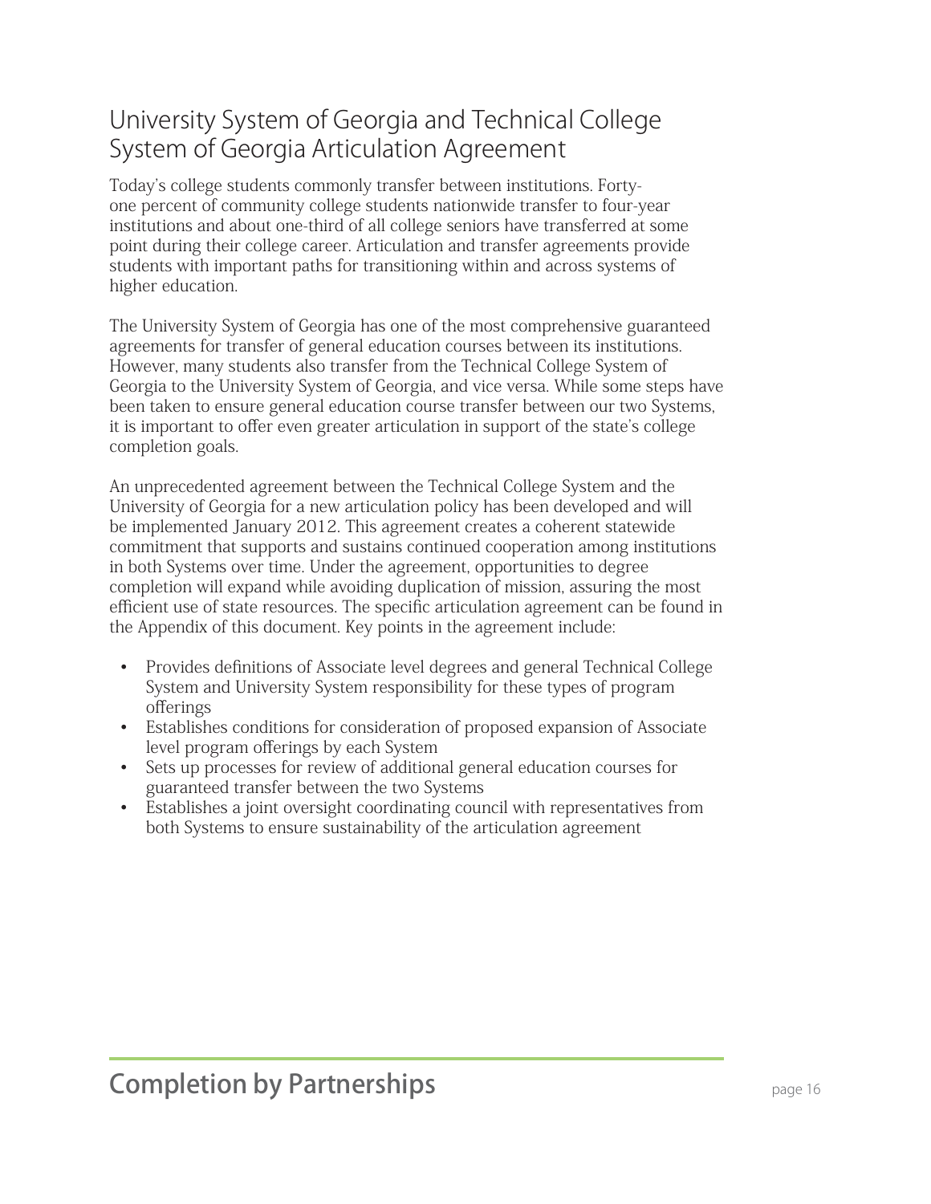## University System of Georgia and Technical College System of Georgia Articulation Agreement

Today's college students commonly transfer between institutions. Forty-one percent of community college students nationwide transfer to four-year institutions and about one-third of all college seniors have transferred at some point during their college career. Articulation and transfer agreements provide students with important paths for transitioning within and across systems of higher education.

The University System of Georgia has one of the most comprehensive guaranteed agreements for transfer of general education courses between its institutions. However, many students also transfer from the Technical College System of Georgia to the University System of Georgia, and vice versa. While some steps have been taken to ensure general education course transfer between our two Systems, it is important to offer even greater articulation in support of the state's college completion goals.

An unprecedented agreement between the Technical College System and the University of Georgia for a new articulation policy has been developed and will be implemented January 2012. This agreement creates a coherent statewide commitment that supports and sustains continued cooperation among institutions in both Systems over time. Under the agreement, opportunities to degree completion will expand while avoiding duplication of mission, assuring the most efficient use of state resources. The specific articulation agreement can be found in the Appendix of this document. Key points in the agreement include:

- Provides definitions of Associate level degrees and general Technical College System and University System responsibility for these types of program offerings
- Establishes conditions for consideration of proposed expansion of Associate level program offerings by each System
- Sets up processes for review of additional general education courses for guaranteed transfer between the two Systems
- Establishes a joint oversight coordinating council with representatives from both Systems to ensure sustainability of the articulation agreement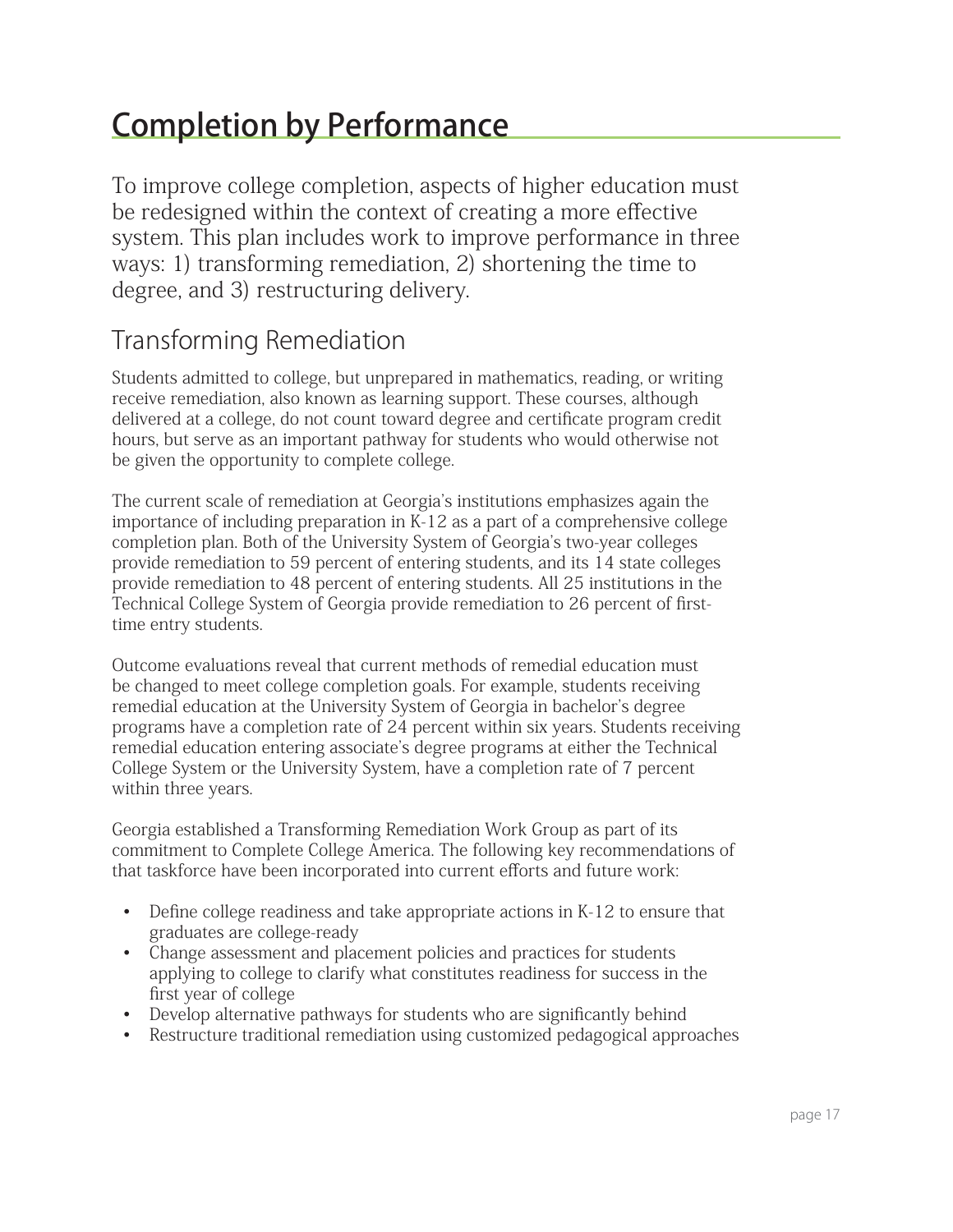# Completion by Performance

To improve college completion, aspects of higher education must be redesigned within the context of creating a more effective system. This plan includes work to improve performance in three ways: 1) transforming remediation, 2) shortening the time to degree, and 3) restructuring delivery.

## Transforming Remediation

Students admitted to college, but unprepared in mathematics, reading, or writing receive remediation, also known as learning support. These courses, although delivered at a college, do not count toward degree and certificate program credit hours, but serve as an important pathway for students who would otherwise not be given the opportunity to complete college.

The current scale of remediation at Georgia's institutions emphasizes again the importance of including preparation in K-12 as a part of a comprehensive college completion plan. Both of the University System of Georgia's two-year colleges provide remediation to 59 percent of entering students, and its 14 state colleges provide remediation to 48 percent of entering students. All 25 institutions in the Technical College System of Georgia provide remediation to 26 percent of first-time entry students.

Outcome evaluations reveal that current methods of remedial education must be changed to meet college completion goals. For example, students receiving remedial education at the University System of Georgia in bachelor's degree programs have a completion rate of 24 percent within six years. Students receiving remedial education entering associate's degree programs at either the Technical College System or the University System, have a completion rate of 7 percent within three years.

Georgia established a Transforming Remediation Work Group as part of its commitment to Complete College America. The following key recommendations of that taskforce have been incorporated into current efforts and future work:

- Define college readiness and take appropriate actions in K-12 to ensure that graduates are college-ready
- Change assessment and placement policies and practices for students applying to college to clarify what constitutes readiness for success in the first year of college
- Develop alternative pathways for students who are significantly behind
- Restructure traditional remediation using customized pedagogical approaches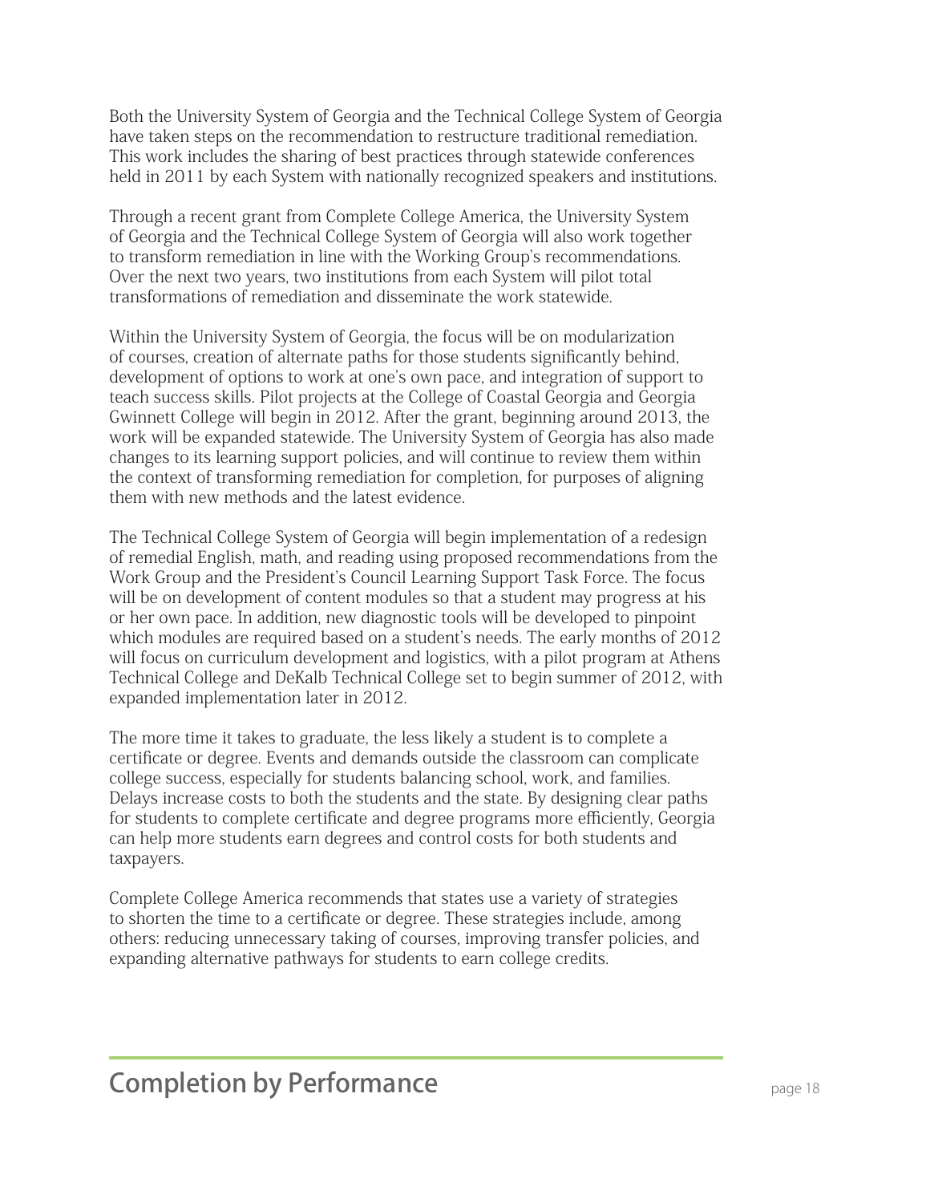Both the University System of Georgia and the Technical College System of Georgia have taken steps on the recommendation to restructure traditional remediation. This work includes the sharing of best practices through statewide conferences held in 2011 by each System with nationally recognized speakers and institutions.

Through a recent grant from Complete College America, the University System of Georgia and the Technical College System of Georgia will also work together to transform remediation in line with the Working Group's recommendations. Over the next two years, two institutions from each System will pilot total transformations of remediation and disseminate the work statewide.

Within the University System of Georgia, the focus will be on modularization of courses, creation of alternate paths for those students significantly behind, development of options to work at one's own pace, and integration of support to teach success skills. Pilot projects at the College of Coastal Georgia and Georgia Gwinnett College will begin in 2012. After the grant, beginning around 2013, the work will be expanded statewide. The University System of Georgia has also made changes to its learning support policies, and will continue to review them within the context of transforming remediation for completion, for purposes of aligning them with new methods and the latest evidence.

The Technical College System of Georgia will begin implementation of a redesign of remedial English, math, and reading using proposed recommendations from the Work Group and the President's Council Learning Support Task Force. The focus will be on development of content modules so that a student may progress at his or her own pace. In addition, new diagnostic tools will be developed to pinpoint which modules are required based on a student's needs. The early months of 2012 will focus on curriculum development and logistics, with a pilot program at Athens Technical College and DeKalb Technical College set to begin summer of 2012, with expanded implementation later in 2012.

The more time it takes to graduate, the less likely a student is to complete a certificate or degree. Events and demands outside the classroom can complicate college success, especially for students balancing school, work, and families. Delays increase costs to both the students and the state. By designing clear paths for students to complete certificate and degree programs more efficiently, Georgia can help more students earn degrees and control costs for both students and taxpayers.

Complete College America recommends that states use a variety of strategies to shorten the time to a certificate or degree. These strategies include, among others: reducing unnecessary taking of courses, improving transfer policies, and expanding alternative pathways for students to earn college credits.

## Completion by Performance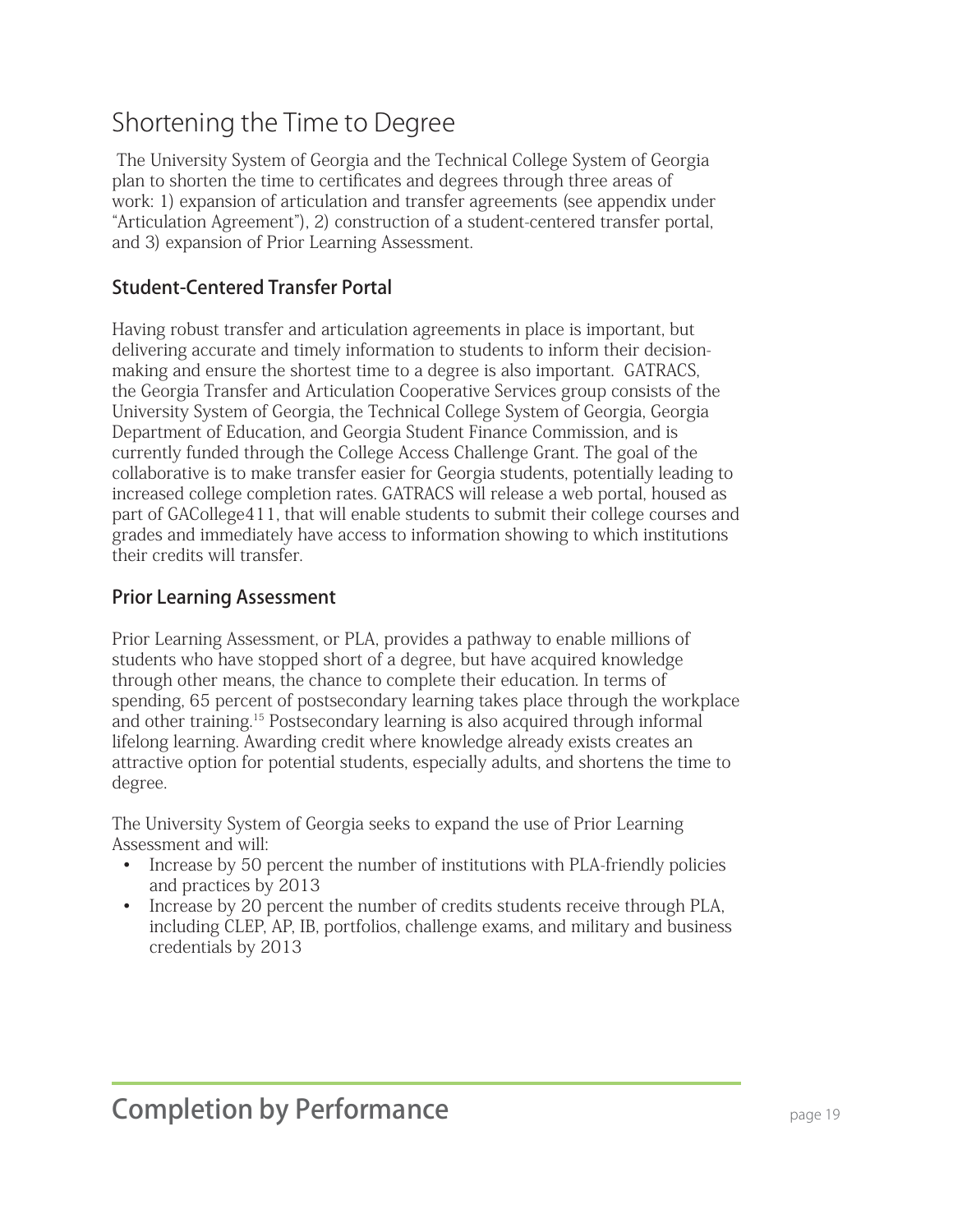# Shortening the Time to Degree

The University System of Georgia and the Technical College System of Georgia plan to shorten the time to certificates and degrees through three areas of work: 1) expansion of articulation and transfer agreements (see appendix under "Articulation Agreement"), 2) construction of a student-centered transfer portal, and 3) expansion of Prior Learning Assessment.

## Student-Centered Transfer Portal

Having robust transfer and articulation agreements in place is important, but delivering accurate and timely information to students to inform their decision-making and ensure the shortest time to a degree is also important. GATRACS, the Georgia Transfer and Articulation Cooperative Services group consists of the University System of Georgia, the Technical College System of Georgia, Georgia Department of Education, and Georgia Student Finance Commission, and is currently funded through the College Access Challenge Grant. The goal of the collaborative is to make transfer easier for Georgia students, potentially leading to increased college completion rates. GATRACS will release a web portal, housed as part of GACollege411, that will enable students to submit their college courses and grades and immediately have access to information showing to which institutions their credits will transfer.

## Prior Learning Assessment

Prior Learning Assessment, or PLA, provides a pathway to enable millions of students who have stopped short of a degree, but have acquired knowledge through other means, the chance to complete their education. In terms of spending, 65 percent of postsecondary learning takes place through the workplace and other training.[15] Postsecondary learning is also acquired through informal lifelong learning. Awarding credit where knowledge already exists creates an attractive option for potential students, especially adults, and shortens the time to degree.

The University System of Georgia seeks to expand the use of Prior Learning Assessment and will:

- Increase by 50 percent the number of institutions with PLA-friendly policies and practices by 2013
- Increase by 20 percent the number of credits students receive through PLA, including CLEP, AP, IB, portfolios, challenge exams, and military and business credentials by 2013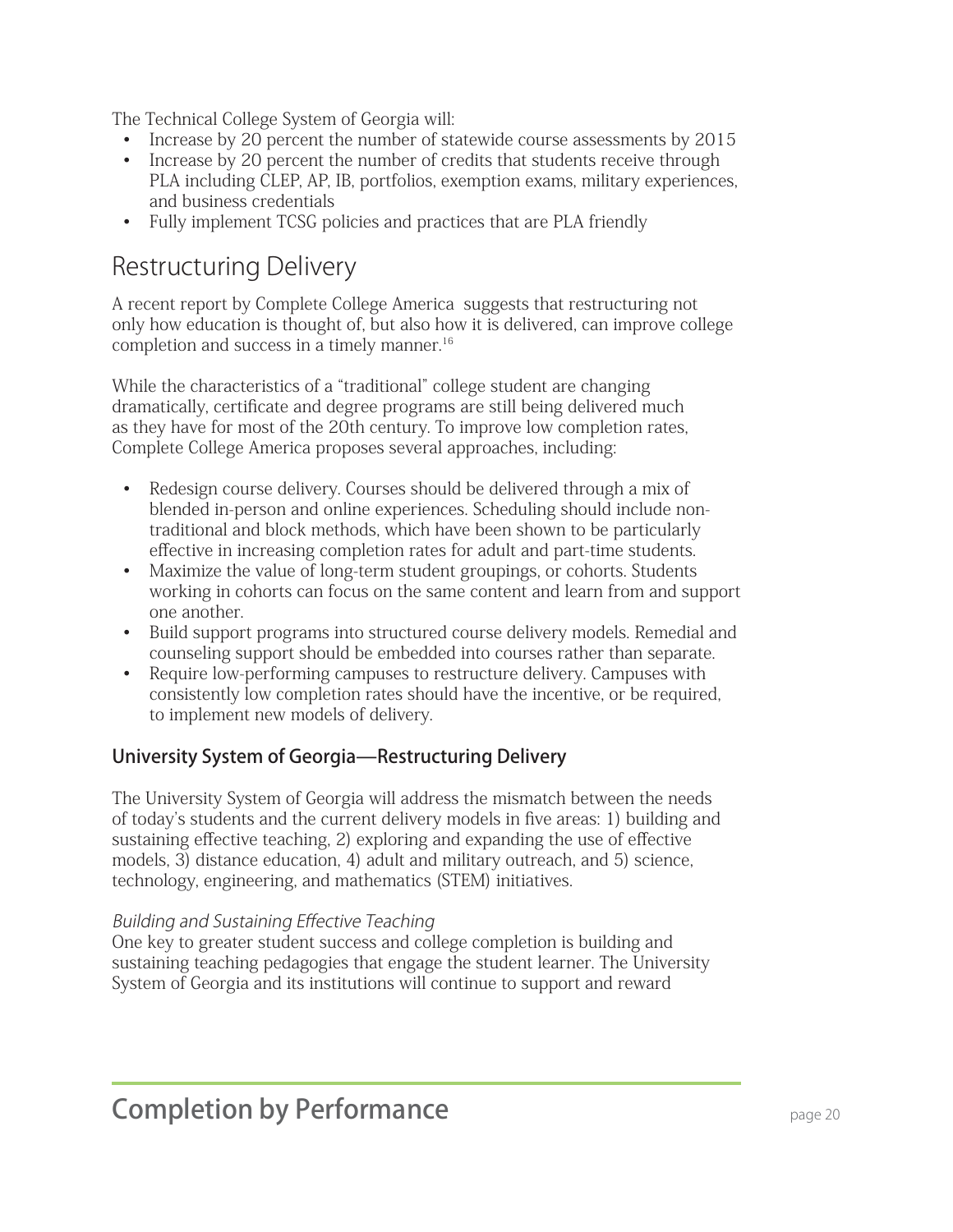The Technical College System of Georgia will:

- Increase by 20 percent the number of statewide course assessments by 2015
- Increase by 20 percent the number of credits that students receive through PLA including CLEP, AP, IB, portfolios, exemption exams, military experiences, and business credentials
- Fully implement TCSG policies and practices that are PLA friendly

## Restructuring Delivery

A recent report by Complete College America suggests that restructuring not only how education is thought of, but also how it is delivered, can improve college completion and success in a timely manner.[16]

While the characteristics of a "traditional" college student are changing dramatically, certificate and degree programs are still being delivered much as they have for most of the 20th century. To improve low completion rates, Complete College America proposes several approaches, including:

- Redesign course delivery. Courses should be delivered through a mix of blended in-person and online experiences. Scheduling should include non-traditional and block methods, which have been shown to be particularly effective in increasing completion rates for adult and part-time students.
- Maximize the value of long-term student groupings, or cohorts. Students working in cohorts can focus on the same content and learn from and support one another.
- Build support programs into structured course delivery models. Remedial and counseling support should be embedded into courses rather than separate.
- Require low-performing campuses to restructure delivery. Campuses with consistently low completion rates should have the incentive, or be required, to implement new models of delivery.

### University System of Georgia—Restructuring Delivery

The University System of Georgia will address the mismatch between the needs of today's students and the current delivery models in five areas: 1) building and sustaining effective teaching, 2) exploring and expanding the use of effective models, 3) distance education, 4) adult and military outreach, and 5) science, technology, engineering, and mathematics (STEM) initiatives.

*Building and Sustaining Effective Teaching*

One key to greater student success and college completion is building and sustaining teaching pedagogies that engage the student learner. The University System of Georgia and its institutions will continue to support and reward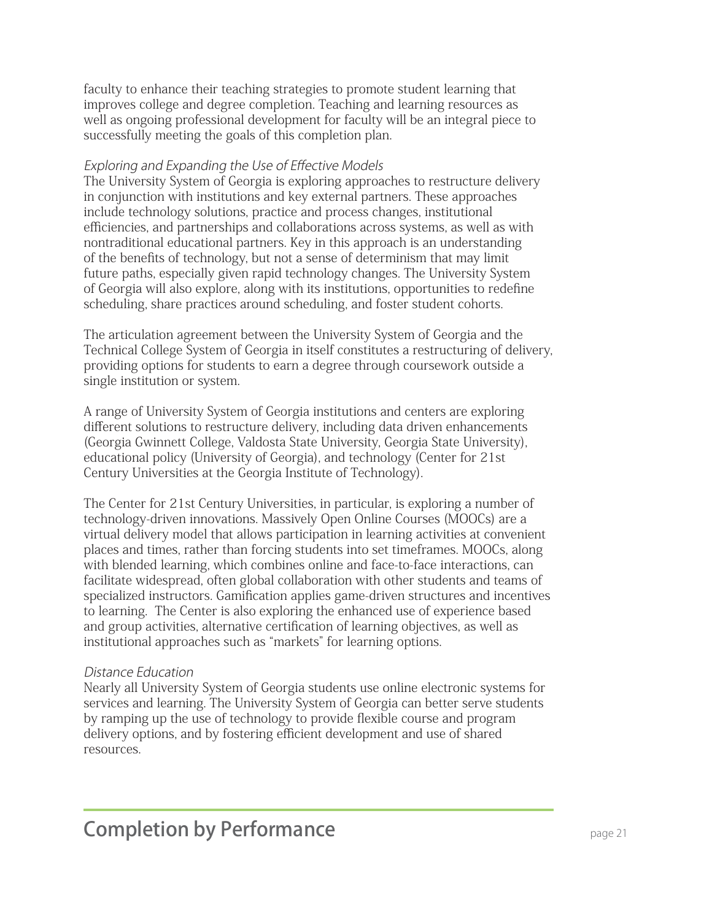faculty to enhance their teaching strategies to promote student learning that improves college and degree completion. Teaching and learning resources as well as ongoing professional development for faculty will be an integral piece to successfully meeting the goals of this completion plan.

*Exploring and Expanding the Use of Effective Models*

The University System of Georgia is exploring approaches to restructure delivery in conjunction with institutions and key external partners. These approaches include technology solutions, practice and process changes, institutional efficiencies, and partnerships and collaborations across systems, as well as with nontraditional educational partners. Key in this approach is an understanding of the benefits of technology, but not a sense of determinism that may limit future paths, especially given rapid technology changes. The University System of Georgia will also explore, along with its institutions, opportunities to redefine scheduling, share practices around scheduling, and foster student cohorts.

The articulation agreement between the University System of Georgia and the Technical College System of Georgia in itself constitutes a restructuring of delivery, providing options for students to earn a degree through coursework outside a single institution or system.

A range of University System of Georgia institutions and centers are exploring different solutions to restructure delivery, including data driven enhancements (Georgia Gwinnett College, Valdosta State University, Georgia State University), educational policy (University of Georgia), and technology (Center for 21st Century Universities at the Georgia Institute of Technology).

The Center for 21st Century Universities, in particular, is exploring a number of technology-driven innovations. Massively Open Online Courses (MOOCs) are a virtual delivery model that allows participation in learning activities at convenient places and times, rather than forcing students into set timeframes. MOOCs, along with blended learning, which combines online and face-to-face interactions, can facilitate widespread, often global collaboration with other students and teams of specialized instructors. Gamification applies game-driven structures and incentives to learning. The Center is also exploring the enhanced use of experience based and group activities, alternative certification of learning objectives, as well as institutional approaches such as "markets" for learning options.

*Distance Education*

Nearly all University System of Georgia students use online electronic systems for services and learning. The University System of Georgia can better serve students by ramping up the use of technology to provide flexible course and program delivery options, and by fostering efficient development and use of shared resources.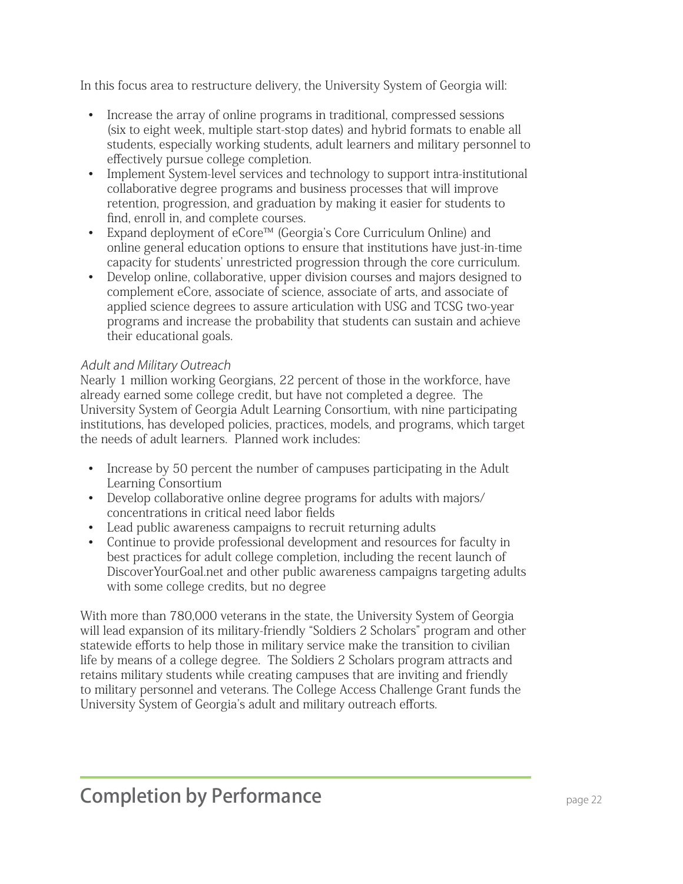In this focus area to restructure delivery, the University System of Georgia will:

- Increase the array of online programs in traditional, compressed sessions (six to eight week, multiple start-stop dates) and hybrid formats to enable all students, especially working students, adult learners and military personnel to effectively pursue college completion.
- Implement System-level services and technology to support intra-institutional collaborative degree programs and business processes that will improve retention, progression, and graduation by making it easier for students to find, enroll in, and complete courses.
- Expand deployment of eCore™ (Georgia's Core Curriculum Online) and online general education options to ensure that institutions have just-in-time capacity for students' unrestricted progression through the core curriculum.
- Develop online, collaborative, upper division courses and majors designed to complement eCore, associate of science, associate of arts, and associate of applied science degrees to assure articulation with USG and TCSG two-year programs and increase the probability that students can sustain and achieve their educational goals.

*Adult and Military Outreach*

Nearly 1 million working Georgians, 22 percent of those in the workforce, have already earned some college credit, but have not completed a degree. The University System of Georgia Adult Learning Consortium, with nine participating institutions, has developed policies, practices, models, and programs, which target the needs of adult learners. Planned work includes:

- Increase by 50 percent the number of campuses participating in the Adult Learning Consortium
- Develop collaborative online degree programs for adults with majors/ concentrations in critical need labor fields
- Lead public awareness campaigns to recruit returning adults
- Continue to provide professional development and resources for faculty in best practices for adult college completion, including the recent launch of DiscoverYourGoal.net and other public awareness campaigns targeting adults with some college credits, but no degree

With more than 780,000 veterans in the state, the University System of Georgia will lead expansion of its military-friendly "Soldiers 2 Scholars" program and other statewide efforts to help those in military service make the transition to civilian life by means of a college degree. The Soldiers 2 Scholars program attracts and retains military students while creating campuses that are inviting and friendly to military personnel and veterans. The College Access Challenge Grant funds the University System of Georgia's adult and military outreach efforts.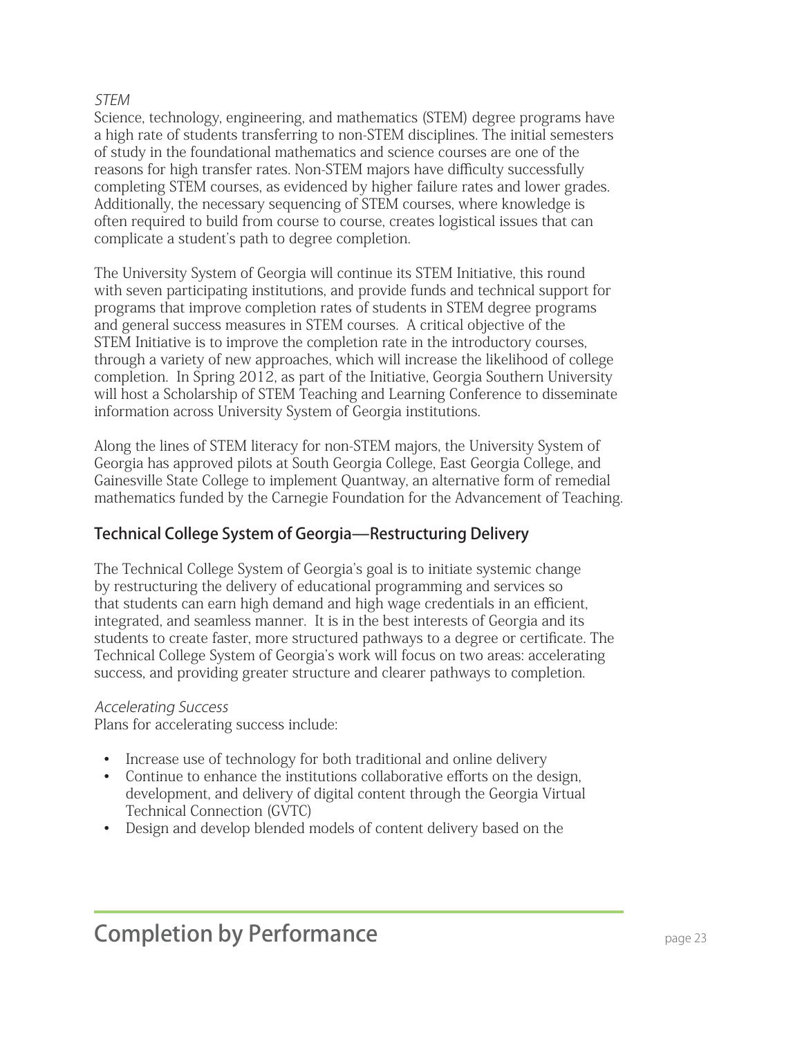*STEM*

Science, technology, engineering, and mathematics (STEM) degree programs have a high rate of students transferring to non-STEM disciplines. The initial semesters of study in the foundational mathematics and science courses are one of the reasons for high transfer rates. Non-STEM majors have difficulty successfully completing STEM courses, as evidenced by higher failure rates and lower grades. Additionally, the necessary sequencing of STEM courses, where knowledge is often required to build from course to course, creates logistical issues that can complicate a student's path to degree completion.

The University System of Georgia will continue its STEM Initiative, this round with seven participating institutions, and provide funds and technical support for programs that improve completion rates of students in STEM degree programs and general success measures in STEM courses. A critical objective of the STEM Initiative is to improve the completion rate in the introductory courses, through a variety of new approaches, which will increase the likelihood of college completion. In Spring 2012, as part of the Initiative, Georgia Southern University will host a Scholarship of STEM Teaching and Learning Conference to disseminate information across University System of Georgia institutions.

Along the lines of STEM literacy for non-STEM majors, the University System of Georgia has approved pilots at South Georgia College, East Georgia College, and Gainesville State College to implement Quantway, an alternative form of remedial mathematics funded by the Carnegie Foundation for the Advancement of Teaching.

## Technical College System of Georgia—Restructuring Delivery

The Technical College System of Georgia's goal is to initiate systemic change by restructuring the delivery of educational programming and services so that students can earn high demand and high wage credentials in an efficient, integrated, and seamless manner. It is in the best interests of Georgia and its students to create faster, more structured pathways to a degree or certificate. The Technical College System of Georgia's work will focus on two areas: accelerating success, and providing greater structure and clearer pathways to completion.

*Accelerating Success*

Plans for accelerating success include:

- Increase use of technology for both traditional and online delivery
- Continue to enhance the institutions collaborative efforts on the design, development, and delivery of digital content through the Georgia Virtual Technical Connection (GVTC)
- Design and develop blended models of content delivery based on the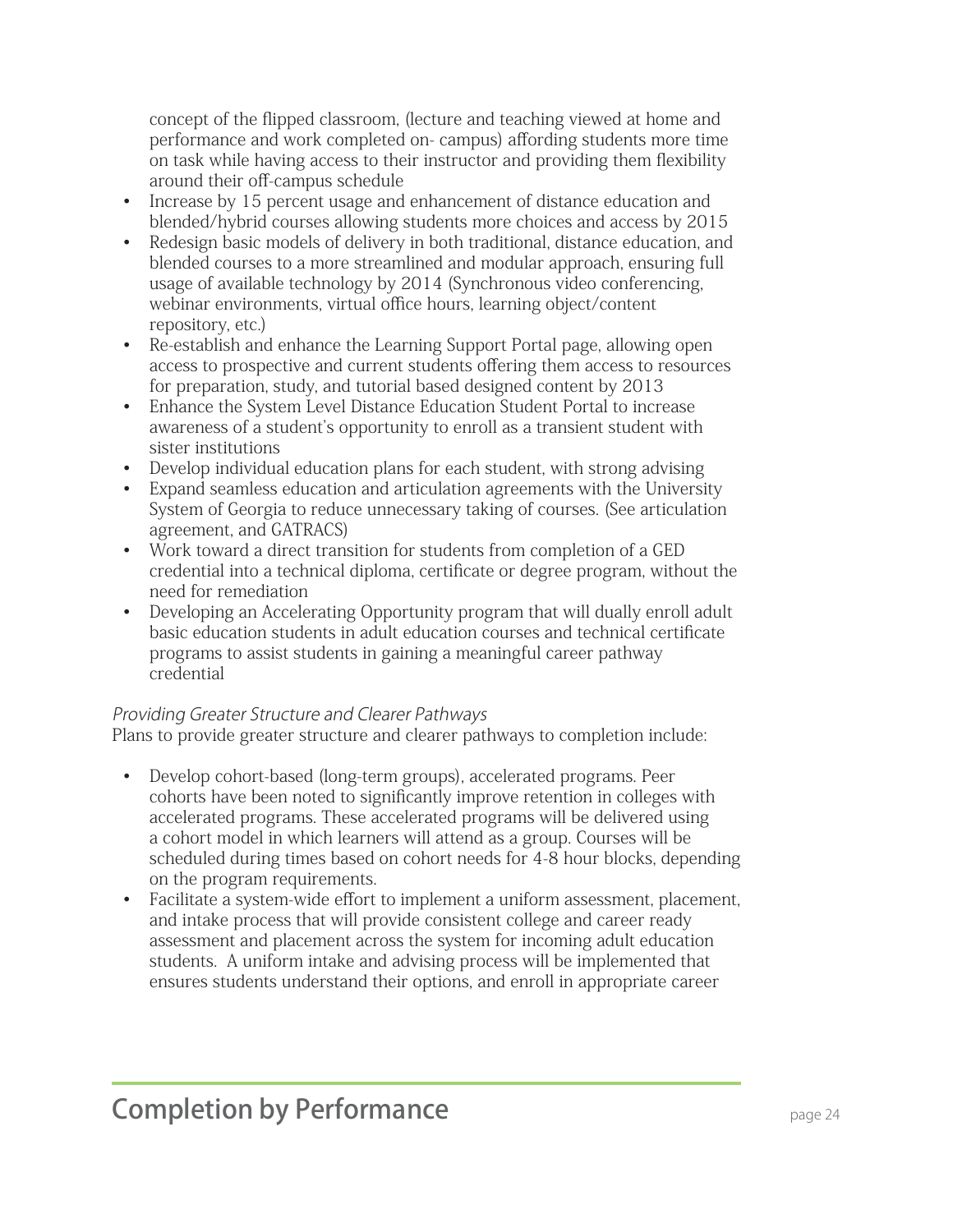concept of the flipped classroom, (lecture and teaching viewed at home and performance and work completed on- campus) affording students more time on task while having access to their instructor and providing them flexibility around their off-campus schedule

- Increase by 15 percent usage and enhancement of distance education and blended/hybrid courses allowing students more choices and access by 2015
- Redesign basic models of delivery in both traditional, distance education, and blended courses to a more streamlined and modular approach, ensuring full usage of available technology by 2014 (Synchronous video conferencing, webinar environments, virtual office hours, learning object/content repository, etc.)
- Re-establish and enhance the Learning Support Portal page, allowing open access to prospective and current students offering them access to resources for preparation, study, and tutorial based designed content by 2013
- Enhance the System Level Distance Education Student Portal to increase awareness of a student's opportunity to enroll as a transient student with sister institutions
- Develop individual education plans for each student, with strong advising
- Expand seamless education and articulation agreements with the University System of Georgia to reduce unnecessary taking of courses. (See articulation agreement, and GATRACS)
- Work toward a direct transition for students from completion of a GED credential into a technical diploma, certificate or degree program, without the need for remediation
- Developing an Accelerating Opportunity program that will dually enroll adult basic education students in adult education courses and technical certificate programs to assist students in gaining a meaningful career pathway credential

*Providing Greater Structure and Clearer Pathways*

Plans to provide greater structure and clearer pathways to completion include:

- Develop cohort-based (long-term groups), accelerated programs. Peer cohorts have been noted to significantly improve retention in colleges with accelerated programs. These accelerated programs will be delivered using a cohort model in which learners will attend as a group. Courses will be scheduled during times based on cohort needs for 4-8 hour blocks, depending on the program requirements.
- Facilitate a system-wide effort to implement a uniform assessment, placement, and intake process that will provide consistent college and career ready assessment and placement across the system for incoming adult education students. A uniform intake and advising process will be implemented that ensures students understand their options, and enroll in appropriate career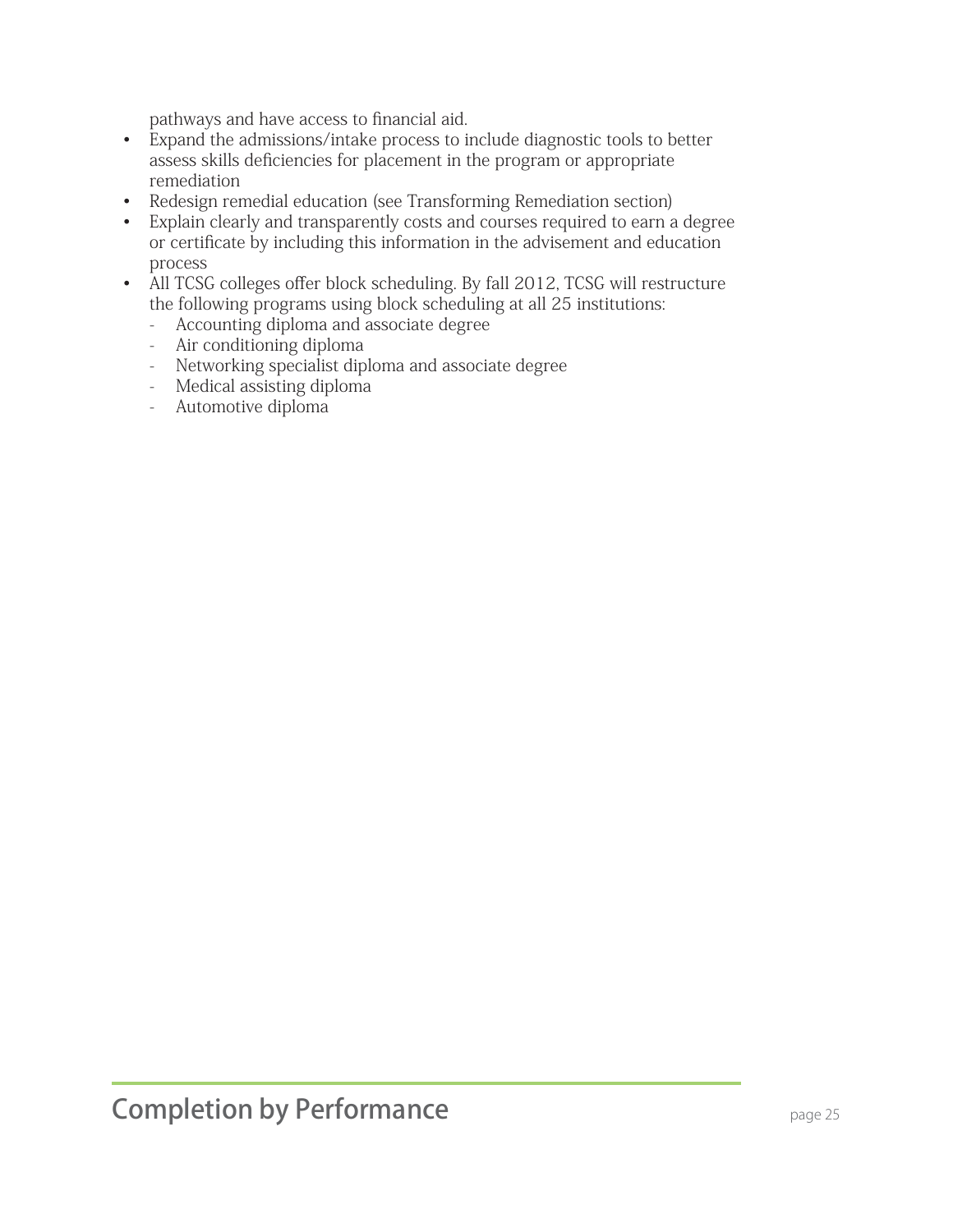pathways and have access to financial aid.

- Expand the admissions/intake process to include diagnostic tools to better assess skills deficiencies for placement in the program or appropriate remediation
- Redesign remedial education (see Transforming Remediation section)
- Explain clearly and transparently costs and courses required to earn a degree or certificate by including this information in the advisement and education process
- All TCSG colleges offer block scheduling. By fall 2012, TCSG will restructure the following programs using block scheduling at all 25 institutions:
  - Accounting diploma and associate degree
  - Air conditioning diploma
  - Networking specialist diploma and associate degree
  - Medical assisting diploma
  - Automotive diploma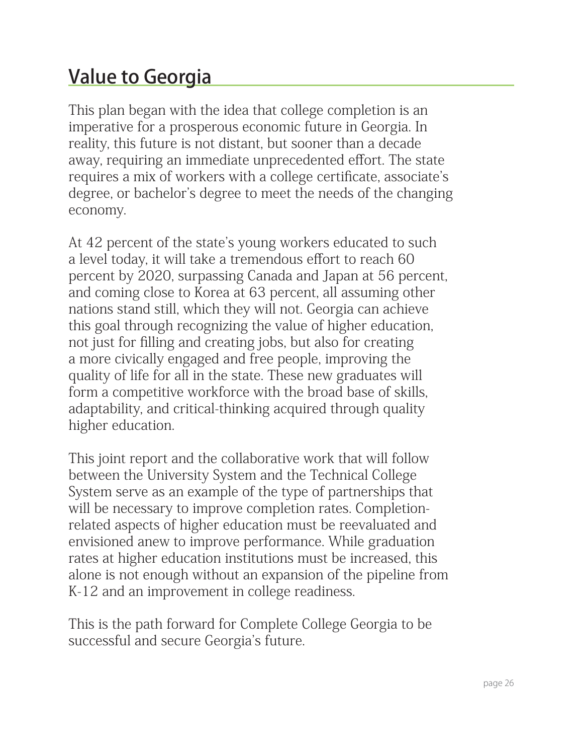## Value to Georgia

This plan began with the idea that college completion is an imperative for a prosperous economic future in Georgia. In reality, this future is not distant, but sooner than a decade away, requiring an immediate unprecedented effort. The state requires a mix of workers with a college certificate, associate's degree, or bachelor's degree to meet the needs of the changing economy.

At 42 percent of the state's young workers educated to such a level today, it will take a tremendous effort to reach 60 percent by 2020, surpassing Canada and Japan at 56 percent, and coming close to Korea at 63 percent, all assuming other nations stand still, which they will not. Georgia can achieve this goal through recognizing the value of higher education, not just for filling and creating jobs, but also for creating a more civically engaged and free people, improving the quality of life for all in the state. These new graduates will form a competitive workforce with the broad base of skills, adaptability, and critical-thinking acquired through quality higher education.

This joint report and the collaborative work that will follow between the University System and the Technical College System serve as an example of the type of partnerships that will be necessary to improve completion rates. Completion-related aspects of higher education must be reevaluated and envisioned anew to improve performance. While graduation rates at higher education institutions must be increased, this alone is not enough without an expansion of the pipeline from K-12 and an improvement in college readiness.

This is the path forward for Complete College Georgia to be successful and secure Georgia's future.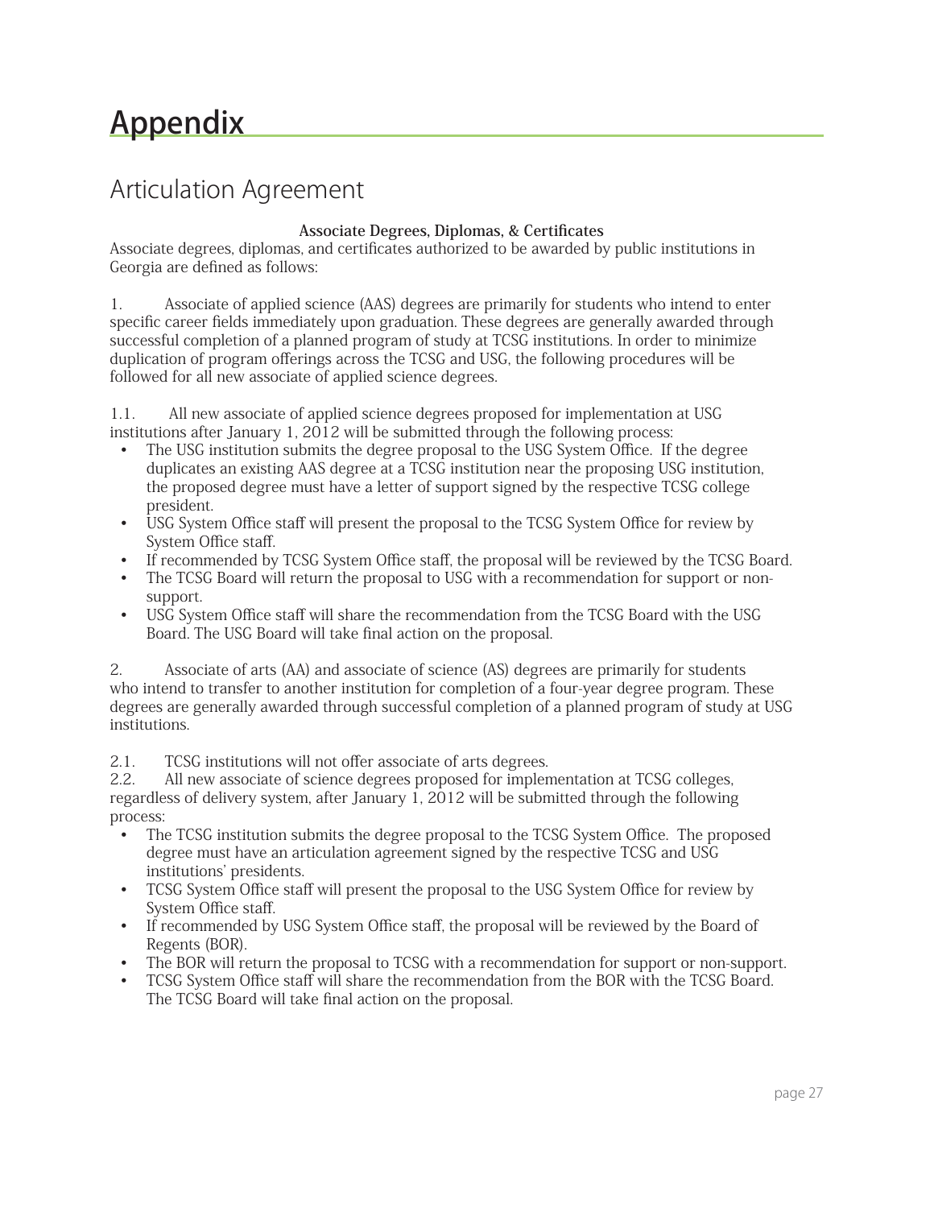# Appendix

## Articulation Agreement

**Associate Degrees, Diplomas, & Certificates**

Associate degrees, diplomas, and certificates authorized to be awarded by public institutions in Georgia are defined as follows:

1. Associate of applied science (AAS) degrees are primarily for students who intend to enter specific career fields immediately upon graduation. These degrees are generally awarded through successful completion of a planned program of study at TCSG institutions. In order to minimize duplication of program offerings across the TCSG and USG, the following procedures will be followed for all new associate of applied science degrees.

1.1. All new associate of applied science degrees proposed for implementation at USG institutions after January 1, 2012 will be submitted through the following process:

- The USG institution submits the degree proposal to the USG System Office. If the degree duplicates an existing AAS degree at a TCSG institution near the proposing USG institution, the proposed degree must have a letter of support signed by the respective TCSG college president.
- USG System Office staff will present the proposal to the TCSG System Office for review by System Office staff.
- If recommended by TCSG System Office staff, the proposal will be reviewed by the TCSG Board.
- The TCSG Board will return the proposal to USG with a recommendation for support or non-support.
- USG System Office staff will share the recommendation from the TCSG Board with the USG Board. The USG Board will take final action on the proposal.

2. Associate of arts (AA) and associate of science (AS) degrees are primarily for students who intend to transfer to another institution for completion of a four-year degree program. These degrees are generally awarded through successful completion of a planned program of study at USG institutions.

2.1. TCSG institutions will not offer associate of arts degrees.

2.2. All new associate of science degrees proposed for implementation at TCSG colleges, regardless of delivery system, after January 1, 2012 will be submitted through the following process:

- The TCSG institution submits the degree proposal to the TCSG System Office. The proposed degree must have an articulation agreement signed by the respective TCSG and USG institutions' presidents.
- TCSG System Office staff will present the proposal to the USG System Office for review by System Office staff.
- If recommended by USG System Office staff, the proposal will be reviewed by the Board of Regents (BOR).
- The BOR will return the proposal to TCSG with a recommendation for support or non-support.
- TCSG System Office staff will share the recommendation from the BOR with the TCSG Board. The TCSG Board will take final action on the proposal.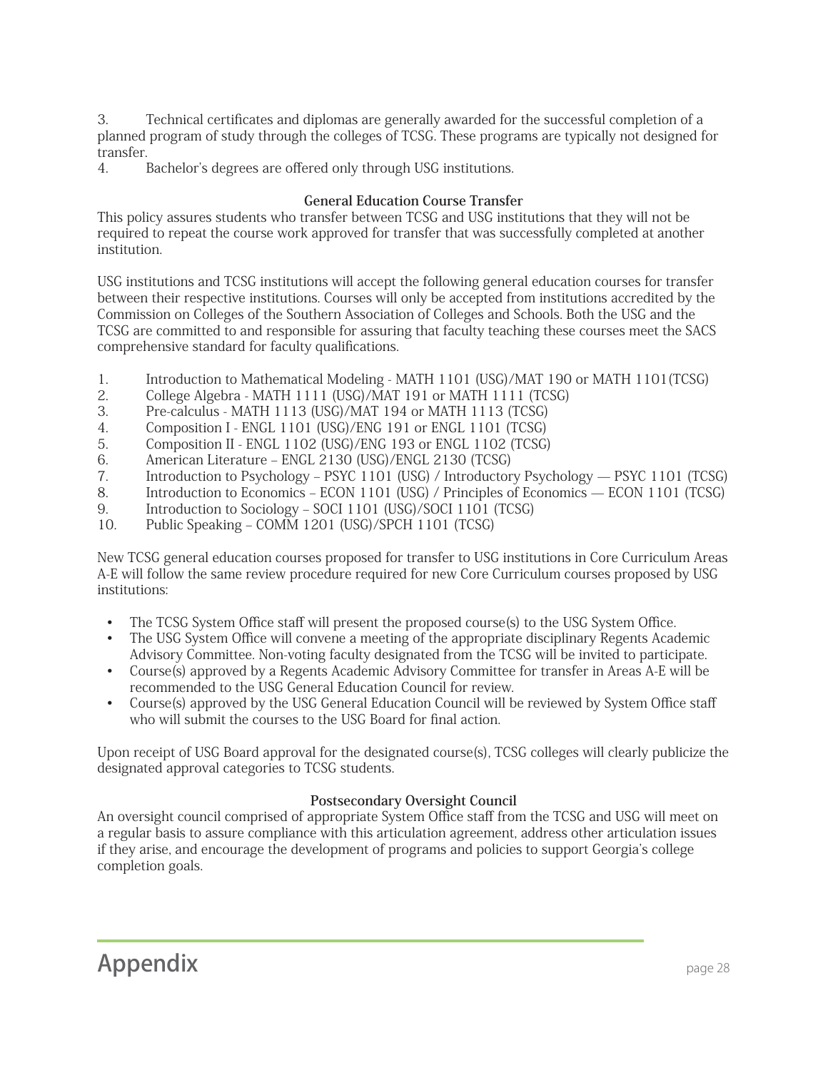3. Technical certificates and diplomas are generally awarded for the successful completion of a planned program of study through the colleges of TCSG. These programs are typically not designed for transfer.
4. Bachelor's degrees are offered only through USG institutions.

### General Education Course Transfer

This policy assures students who transfer between TCSG and USG institutions that they will not be required to repeat the course work approved for transfer that was successfully completed at another institution.

USG institutions and TCSG institutions will accept the following general education courses for transfer between their respective institutions. Courses will only be accepted from institutions accredited by the Commission on Colleges of the Southern Association of Colleges and Schools. Both the USG and the TCSG are committed to and responsible for assuring that faculty teaching these courses meet the SACS comprehensive standard for faculty qualifications.

1. Introduction to Mathematical Modeling - MATH 1101 (USG)/MAT 190 or MATH 1101(TCSG)
2. College Algebra - MATH 1111 (USG)/MAT 191 or MATH 1111 (TCSG)
3. Pre-calculus - MATH 1113 (USG)/MAT 194 or MATH 1113 (TCSG)
4. Composition I - ENGL 1101 (USG)/ENG 191 or ENGL 1101 (TCSG)
5. Composition II - ENGL 1102 (USG)/ENG 193 or ENGL 1102 (TCSG)
6. American Literature – ENGL 2130 (USG)/ENGL 2130 (TCSG)
7. Introduction to Psychology – PSYC 1101 (USG) / Introductory Psychology — PSYC 1101 (TCSG)
8. Introduction to Economics – ECON 1101 (USG) / Principles of Economics — ECON 1101 (TCSG)
9. Introduction to Sociology – SOCI 1101 (USG)/SOCI 1101 (TCSG)
10. Public Speaking – COMM 1201 (USG)/SPCH 1101 (TCSG)

New TCSG general education courses proposed for transfer to USG institutions in Core Curriculum Areas A-E will follow the same review procedure required for new Core Curriculum courses proposed by USG institutions:

- The TCSG System Office staff will present the proposed course(s) to the USG System Office.
- The USG System Office will convene a meeting of the appropriate disciplinary Regents Academic Advisory Committee. Non-voting faculty designated from the TCSG will be invited to participate.
- Course(s) approved by a Regents Academic Advisory Committee for transfer in Areas A-E will be recommended to the USG General Education Council for review.
- Course(s) approved by the USG General Education Council will be reviewed by System Office staff who will submit the courses to the USG Board for final action.

Upon receipt of USG Board approval for the designated course(s), TCSG colleges will clearly publicize the designated approval categories to TCSG students.

### Postsecondary Oversight Council

An oversight council comprised of appropriate System Office staff from the TCSG and USG will meet on a regular basis to assure compliance with this articulation agreement, address other articulation issues if they arise, and encourage the development of programs and policies to support Georgia's college completion goals.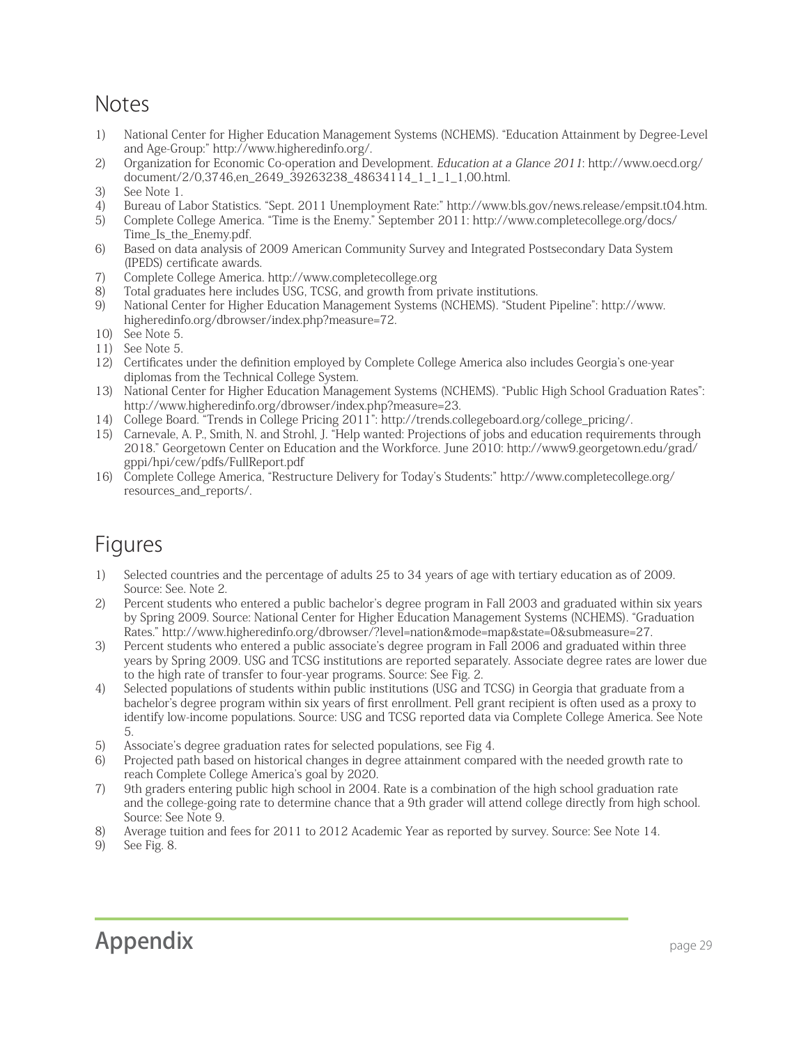## Notes

1) National Center for Higher Education Management Systems (NCHEMS). "Education Attainment by Degree-Level and Age-Group:" http://www.higheredinfo.org/.
2) Organization for Economic Co-operation and Development. *Education at a Glance 2011*: http://www.oecd.org/document/2/0,3746,en_2649_39263238_48634114_1_1_1_1,00.html.
3) See Note 1.
4) Bureau of Labor Statistics. "Sept. 2011 Unemployment Rate:" http://www.bls.gov/news.release/empsit.t04.htm.
5) Complete College America. "Time is the Enemy." September 2011: http://www.completecollege.org/docs/Time_Is_the_Enemy.pdf.
6) Based on data analysis of 2009 American Community Survey and Integrated Postsecondary Data System (IPEDS) certificate awards.
7) Complete College America. http://www.completecollege.org
8) Total graduates here includes USG, TCSG, and growth from private institutions.
9) National Center for Higher Education Management Systems (NCHEMS). "Student Pipeline": http://www.higheredinfo.org/dbrowser/index.php?measure=72.
10) See Note 5.
11) See Note 5.
12) Certificates under the definition employed by Complete College America also includes Georgia's one-year diplomas from the Technical College System.
13) National Center for Higher Education Management Systems (NCHEMS). "Public High School Graduation Rates": http://www.higheredinfo.org/dbrowser/index.php?measure=23.
14) College Board. "Trends in College Pricing 2011": http://trends.collegeboard.org/college_pricing/.
15) Carnevale, A. P., Smith, N. and Strohl, J. "Help wanted: Projections of jobs and education requirements through 2018." Georgetown Center on Education and the Workforce. June 2010: http://www9.georgetown.edu/grad/gppi/hpi/cew/pdfs/FullReport.pdf
16) Complete College America, "Restructure Delivery for Today's Students:" http://www.completecollege.org/resources_and_reports/.

## Figures

1) Selected countries and the percentage of adults 25 to 34 years of age with tertiary education as of 2009. Source: See. Note 2.
2) Percent students who entered a public bachelor's degree program in Fall 2003 and graduated within six years by Spring 2009. Source: National Center for Higher Education Management Systems (NCHEMS). "Graduation Rates." http://www.higheredinfo.org/dbrowser/?level=nation&mode=map&state=0&submeasure=27.
3) Percent students who entered a public associate's degree program in Fall 2006 and graduated within three years by Spring 2009. USG and TCSG institutions are reported separately. Associate degree rates are lower due to the high rate of transfer to four-year programs. Source: See Fig. 2.
4) Selected populations of students within public institutions (USG and TCSG) in Georgia that graduate from a bachelor's degree program within six years of first enrollment. Pell grant recipient is often used as a proxy to identify low-income populations. Source: USG and TCSG reported data via Complete College America. See Note 5.
5) Associate's degree graduation rates for selected populations, see Fig 4.
6) Projected path based on historical changes in degree attainment compared with the needed growth rate to reach Complete College America's goal by 2020.
7) 9th graders entering public high school in 2004. Rate is a combination of the high school graduation rate and the college-going rate to determine chance that a 9th grader will attend college directly from high school. Source: See Note 9.
8) Average tuition and fees for 2011 to 2012 Academic Year as reported by survey. Source: See Note 14.
9) See Fig. 8.

# Appendix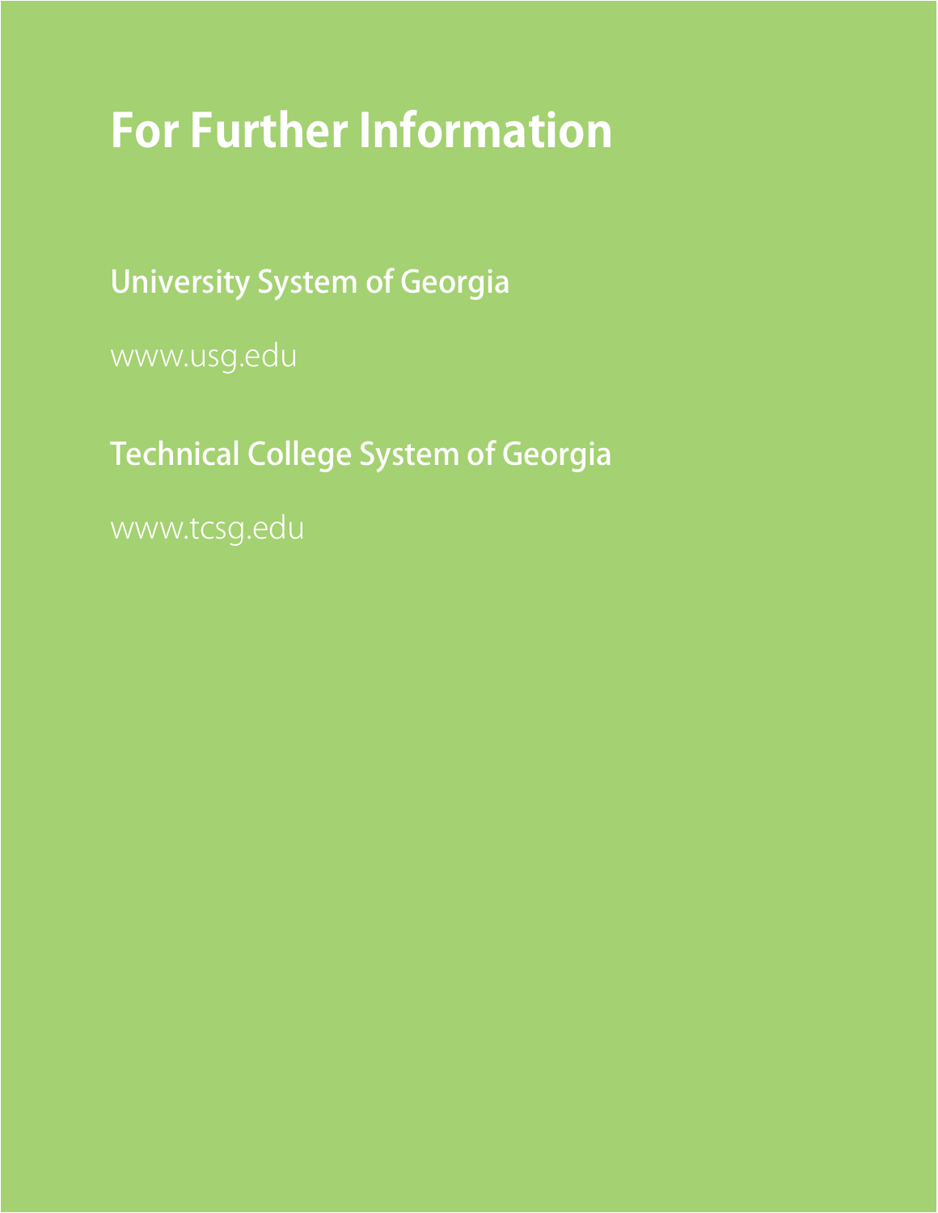# For Further Information

## University System of Georgia

www.usg.edu

## Technical College System of Georgia

www.tcsg.edu